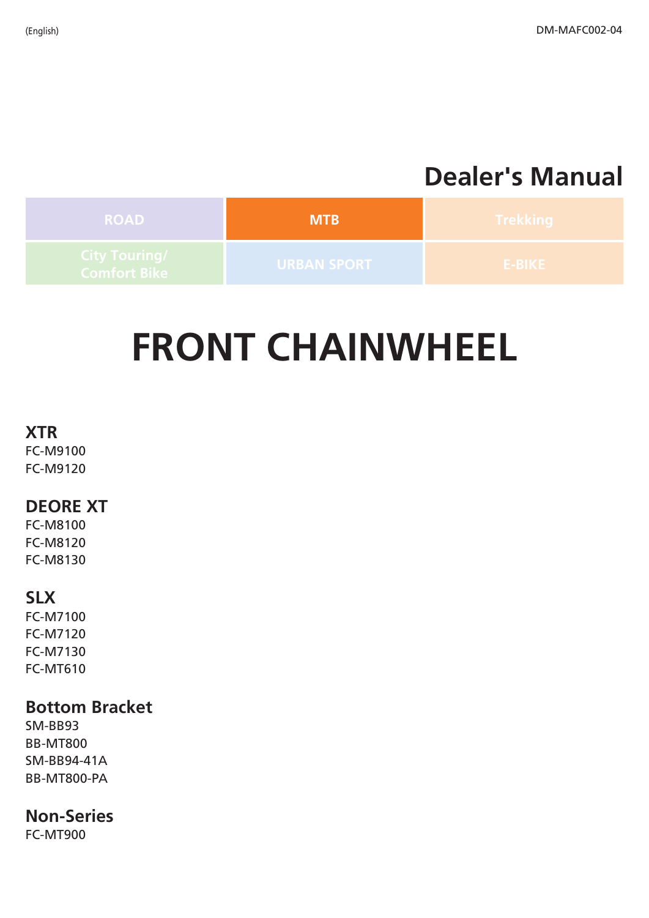(English)

DM-MAFC002-04

## Dealer's Manual

| | | |
|---|---|---|
| ROAD | **MTB** | Trekking |
| City Touring/ Comfort Bike | URBAN SPORT | E-BIKE |

# FRONT CHAINWHEEL

### XTR
FC-M9100
FC-M9120

### DEORE XT
FC-M8100
FC-M8120
FC-M8130

### SLX
FC-M7100
FC-M7120
FC-M7130
FC-MT610

### Bottom Bracket
SM-BB93
BB-MT800
SM-BB94-41A
BB-MT800-PA

### Non-Series
FC-MT900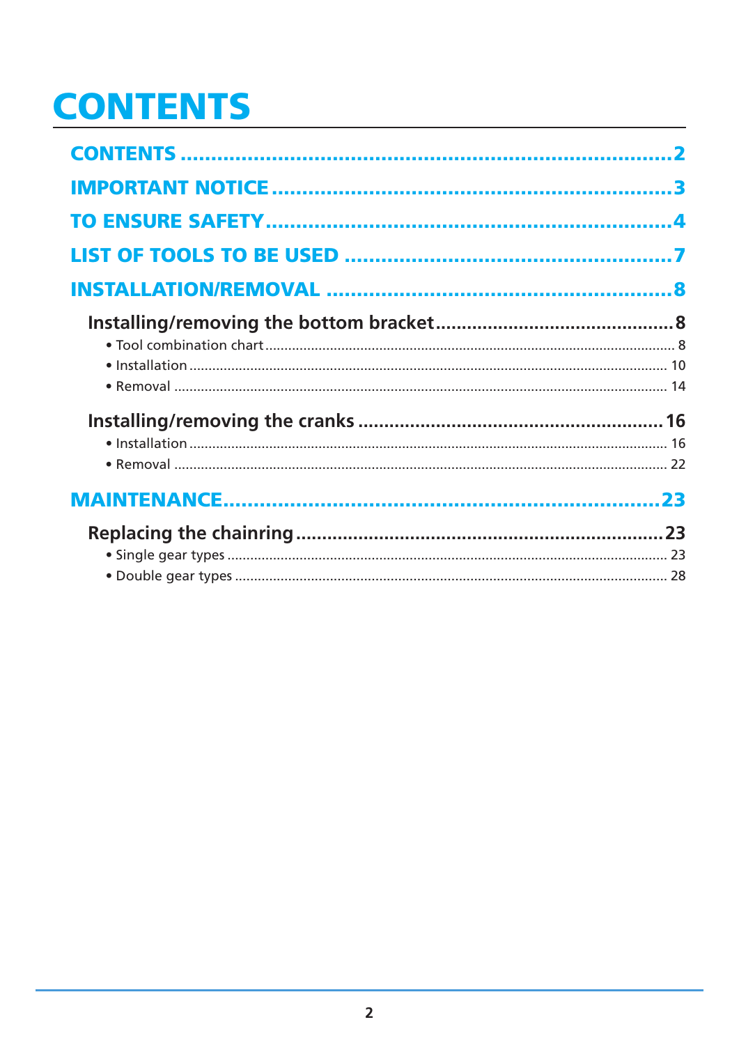# CONTENTS

**CONTENTS** .......... 2

**IMPORTANT NOTICE** .......... 3

**TO ENSURE SAFETY** .......... 4

**LIST OF TOOLS TO BE USED** .......... 7

**INSTALLATION/REMOVAL** .......... 8

**Installing/removing the bottom bracket** .......... 8

- Tool combination chart .......... 8
- Installation .......... 10
- Removal .......... 14

**Installing/removing the cranks** .......... 16

- Installation .......... 16
- Removal .......... 22

**MAINTENANCE** .......... 23

**Replacing the chainring** .......... 23

- Single gear types .......... 23
- Double gear types .......... 28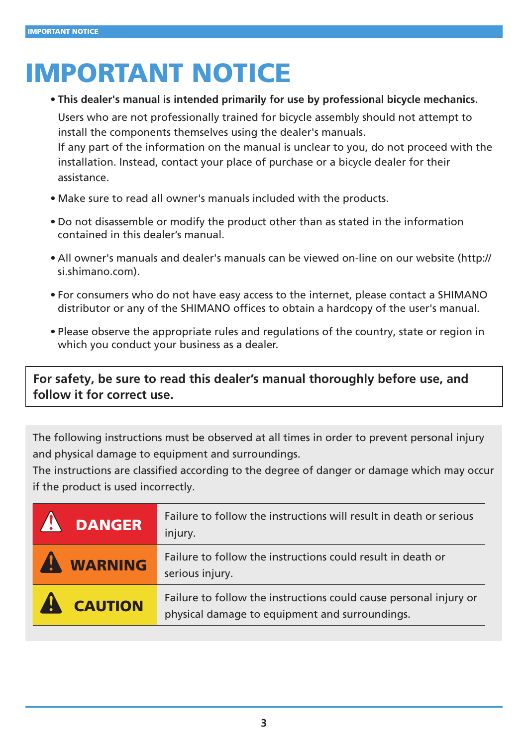# IMPORTANT NOTICE

- **This dealer's manual is intended primarily for use by professional bicycle mechanics.**
  Users who are not professionally trained for bicycle assembly should not attempt to install the components themselves using the dealer's manuals.
  If any part of the information on the manual is unclear to you, do not proceed with the installation. Instead, contact your place of purchase or a bicycle dealer for their assistance.
- Make sure to read all owner's manuals included with the products.
- Do not disassemble or modify the product other than as stated in the information contained in this dealer's manual.
- All owner's manuals and dealer's manuals can be viewed on-line on our website (http://si.shimano.com).
- For consumers who do not have easy access to the internet, please contact a SHIMANO distributor or any of the SHIMANO offices to obtain a hardcopy of the user's manual.
- Please observe the appropriate rules and regulations of the country, state or region in which you conduct your business as a dealer.

**For safety, be sure to read this dealer's manual thoroughly before use, and follow it for correct use.**

The following instructions must be observed at all times in order to prevent personal injury and physical damage to equipment and surroundings.
The instructions are classified according to the degree of danger or damage which may occur if the product is used incorrectly.

| | |
|---|---|
| **DANGER** | Failure to follow the instructions will result in death or serious injury. |
| **WARNING** | Failure to follow the instructions could result in death or serious injury. |
| **CAUTION** | Failure to follow the instructions could cause personal injury or physical damage to equipment and surroundings. |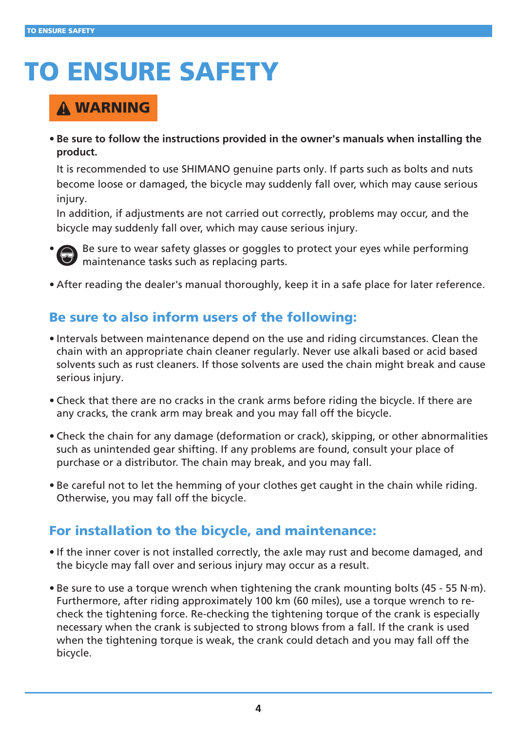# TO ENSURE SAFETY

## ⚠ WARNING

- **Be sure to follow the instructions provided in the owner's manuals when installing the product.**

  It is recommended to use SHIMANO genuine parts only. If parts such as bolts and nuts become loose or damaged, the bicycle may suddenly fall over, which may cause serious injury.

  In addition, if adjustments are not carried out correctly, problems may occur, and the bicycle may suddenly fall over, which may cause serious injury.

- Be sure to wear safety glasses or goggles to protect your eyes while performing maintenance tasks such as replacing parts.

- After reading the dealer's manual thoroughly, keep it in a safe place for later reference.

### Be sure to also inform users of the following:

- Intervals between maintenance depend on the use and riding circumstances. Clean the chain with an appropriate chain cleaner regularly. Never use alkali based or acid based solvents such as rust cleaners. If those solvents are used the chain might break and cause serious injury.

- Check that there are no cracks in the crank arms before riding the bicycle. If there are any cracks, the crank arm may break and you may fall off the bicycle.

- Check the chain for any damage (deformation or crack), skipping, or other abnormalities such as unintended gear shifting. If any problems are found, consult your place of purchase or a distributor. The chain may break, and you may fall.

- Be careful not to let the hemming of your clothes get caught in the chain while riding. Otherwise, you may fall off the bicycle.

### For installation to the bicycle, and maintenance:

- If the inner cover is not installed correctly, the axle may rust and become damaged, and the bicycle may fall over and serious injury may occur as a result.

- Be sure to use a torque wrench when tightening the crank mounting bolts (45 - 55 N·m). Furthermore, after riding approximately 100 km (60 miles), use a torque wrench to re-check the tightening force. Re-checking the tightening torque of the crank is especially necessary when the crank is subjected to strong blows from a fall. If the crank is used when the tightening torque is weak, the crank could detach and you may fall off the bicycle.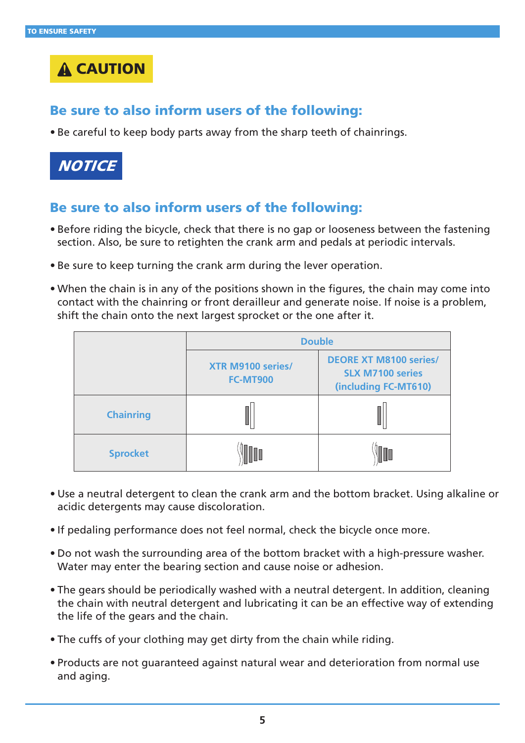## ⚠ CAUTION

### Be sure to also inform users of the following:

- Be careful to keep body parts away from the sharp teeth of chainrings.

## NOTICE

### Be sure to also inform users of the following:

- Before riding the bicycle, check that there is no gap or looseness between the fastening section. Also, be sure to retighten the crank arm and pedals at periodic intervals.
- Be sure to keep turning the crank arm during the lever operation.
- When the chain is in any of the positions shown in the figures, the chain may come into contact with the chainring or front derailleur and generate noise. If noise is a problem, shift the chain onto the next largest sprocket or the one after it.

| | Double | |
|---|---|---|
| | XTR M9100 series/ FC-MT900 | DEORE XT M8100 series/ SLX M7100 series (including FC-MT610) |
| Chainring | | |
| Sprocket | | |

- Use a neutral detergent to clean the crank arm and the bottom bracket. Using alkaline or acidic detergents may cause discoloration.
- If pedaling performance does not feel normal, check the bicycle once more.
- Do not wash the surrounding area of the bottom bracket with a high-pressure washer. Water may enter the bearing section and cause noise or adhesion.
- The gears should be periodically washed with a neutral detergent. In addition, cleaning the chain with neutral detergent and lubricating it can be an effective way of extending the life of the gears and the chain.
- The cuffs of your clothing may get dirty from the chain while riding.
- Products are not guaranteed against natural wear and deterioration from normal use and aging.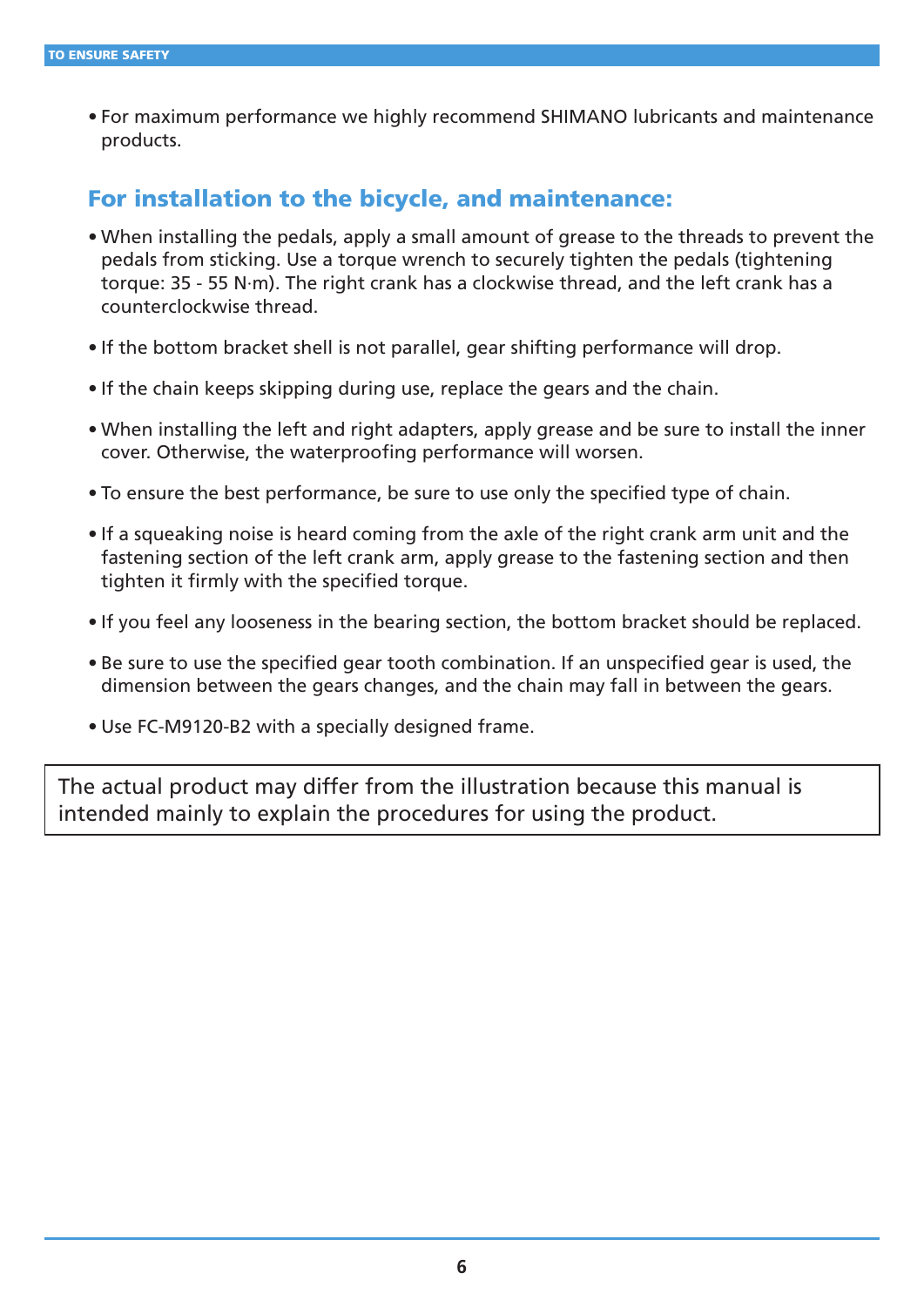- For maximum performance we highly recommend SHIMANO lubricants and maintenance products.

## For installation to the bicycle, and maintenance:

- When installing the pedals, apply a small amount of grease to the threads to prevent the pedals from sticking. Use a torque wrench to securely tighten the pedals (tightening torque: 35 - 55 N·m). The right crank has a clockwise thread, and the left crank has a counterclockwise thread.
- If the bottom bracket shell is not parallel, gear shifting performance will drop.
- If the chain keeps skipping during use, replace the gears and the chain.
- When installing the left and right adapters, apply grease and be sure to install the inner cover. Otherwise, the waterproofing performance will worsen.
- To ensure the best performance, be sure to use only the specified type of chain.
- If a squeaking noise is heard coming from the axle of the right crank arm unit and the fastening section of the left crank arm, apply grease to the fastening section and then tighten it firmly with the specified torque.
- If you feel any looseness in the bearing section, the bottom bracket should be replaced.
- Be sure to use the specified gear tooth combination. If an unspecified gear is used, the dimension between the gears changes, and the chain may fall in between the gears.
- Use FC-M9120-B2 with a specially designed frame.

The actual product may differ from the illustration because this manual is intended mainly to explain the procedures for using the product.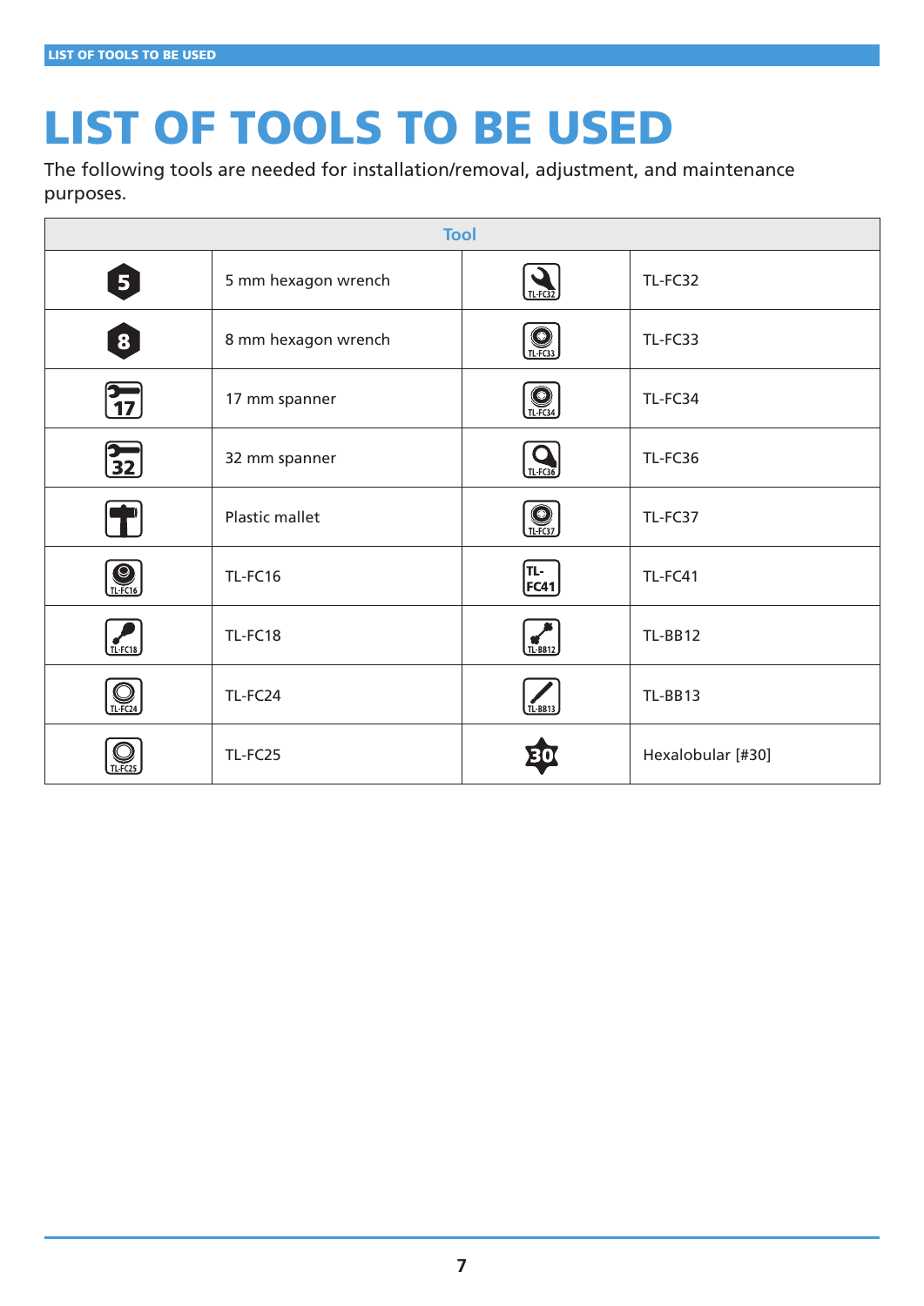# LIST OF TOOLS TO BE USED

The following tools are needed for installation/removal, adjustment, and maintenance purposes.

| Tool | | | |
|---|---|---|---|
| 5 | 5 mm hexagon wrench | TL-FC32 | TL-FC32 |
| 8 | 8 mm hexagon wrench | TL-FC33 | TL-FC33 |
| 17 | 17 mm spanner | TL-FC34 | TL-FC34 |
| 32 | 32 mm spanner | TL-FC36 | TL-FC36 |
| | Plastic mallet | TL-FC37 | TL-FC37 |
| TL-FC16 | TL-FC16 | TL-FC41 | TL-FC41 |
| TL-FC18 | TL-FC18 | TL-BB12 | TL-BB12 |
| TL-FC24 | TL-FC24 | TL-BB13 | TL-BB13 |
| TL-FC25 | TL-FC25 | 30 | Hexalobular [#30] |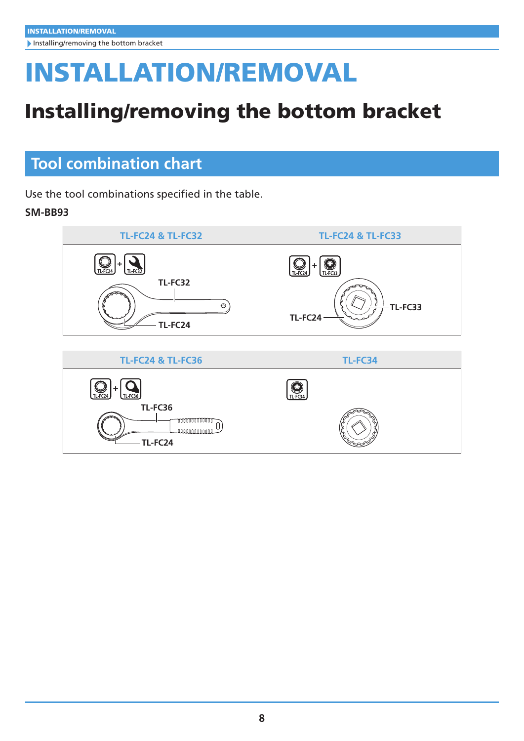# INSTALLATION/REMOVAL

## Installing/removing the bottom bracket

### Tool combination chart

Use the tool combinations specified in the table.

**SM-BB93**

| TL-FC24 & TL-FC32 | TL-FC24 & TL-FC33 |
|---|---|
| TL-FC24 + TL-FC32<br>TL-FC32<br>TL-FC24 | TL-FC24 + TL-FC33<br>TL-FC33<br>TL-FC24 |

| TL-FC24 & TL-FC36 | TL-FC34 |
|---|---|
| TL-FC24 + TL-FC36<br>TL-FC36<br>TL-FC24 | TL-FC34 |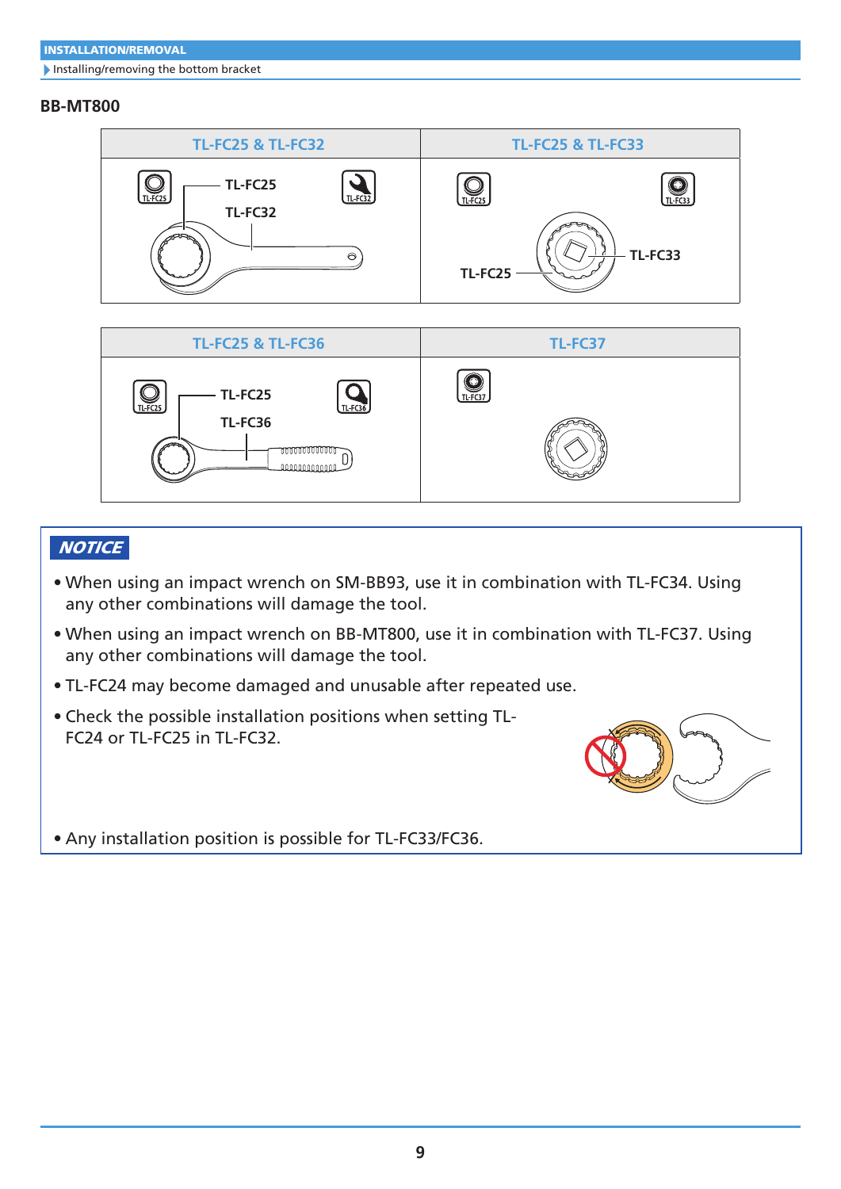## BB-MT800

| TL-FC25 & TL-FC32 | TL-FC25 & TL-FC33 |
|---|---|
| TL-FC25<br>TL-FC32 | TL-FC25<br>TL-FC33 |

| TL-FC25 & TL-FC36 | TL-FC37 |
|---|---|
| TL-FC25<br>TL-FC36 | |

**NOTICE**

- When using an impact wrench on SM-BB93, use it in combination with TL-FC34. Using any other combinations will damage the tool.
- When using an impact wrench on BB-MT800, use it in combination with TL-FC37. Using any other combinations will damage the tool.
- TL-FC24 may become damaged and unusable after repeated use.
- Check the possible installation positions when setting TL-FC24 or TL-FC25 in TL-FC32.
- Any installation position is possible for TL-FC33/FC36.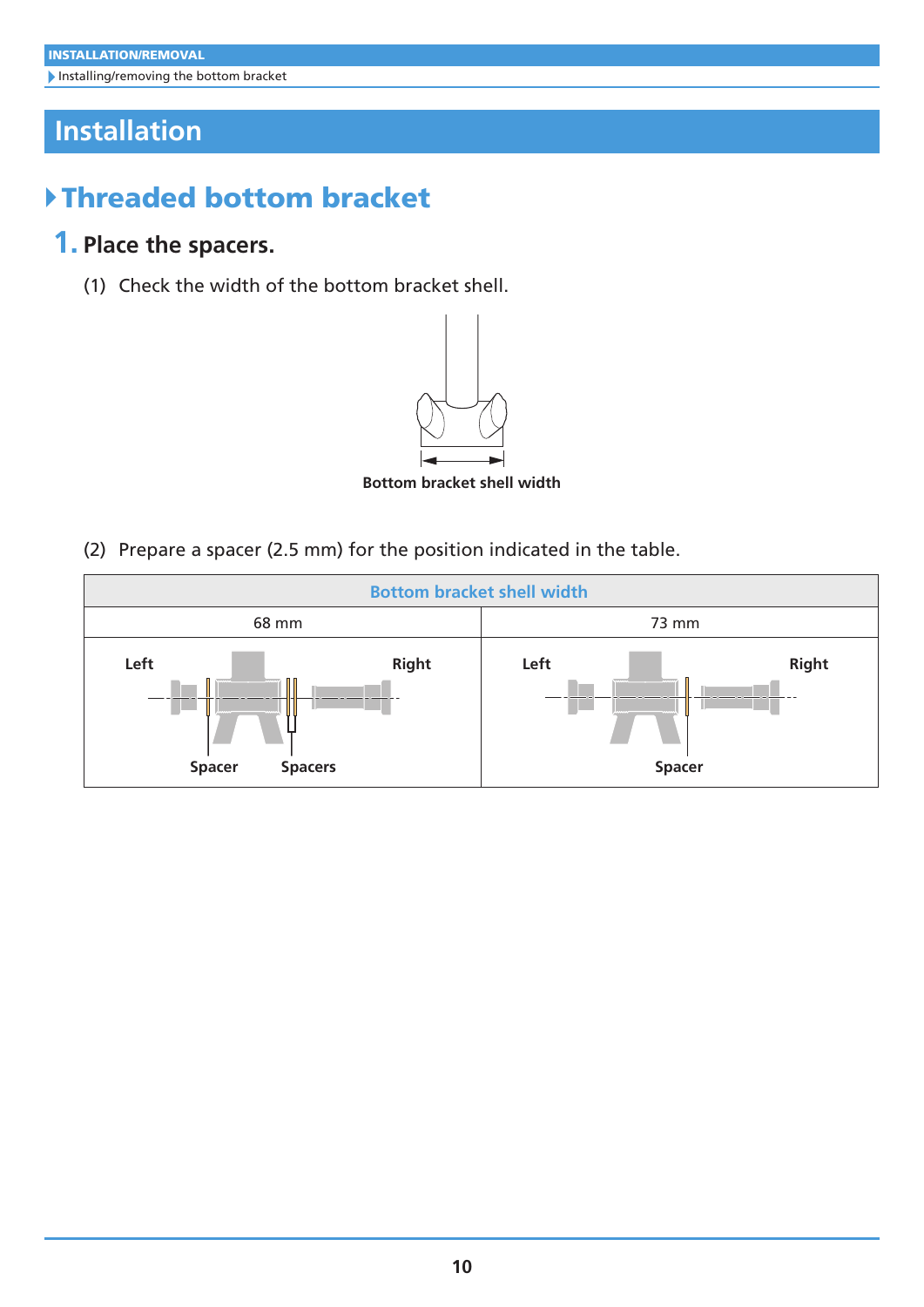# Installation

## Threaded bottom bracket

### 1. Place the spacers.

(1) Check the width of the bottom bracket shell.

Bottom bracket shell width

(2) Prepare a spacer (2.5 mm) for the position indicated in the table.

| Bottom bracket shell width | |
|---|---|
| 68 mm | 73 mm |
| Left<br>Right<br>Spacer<br>Spacers | Left<br>Right<br>Spacer |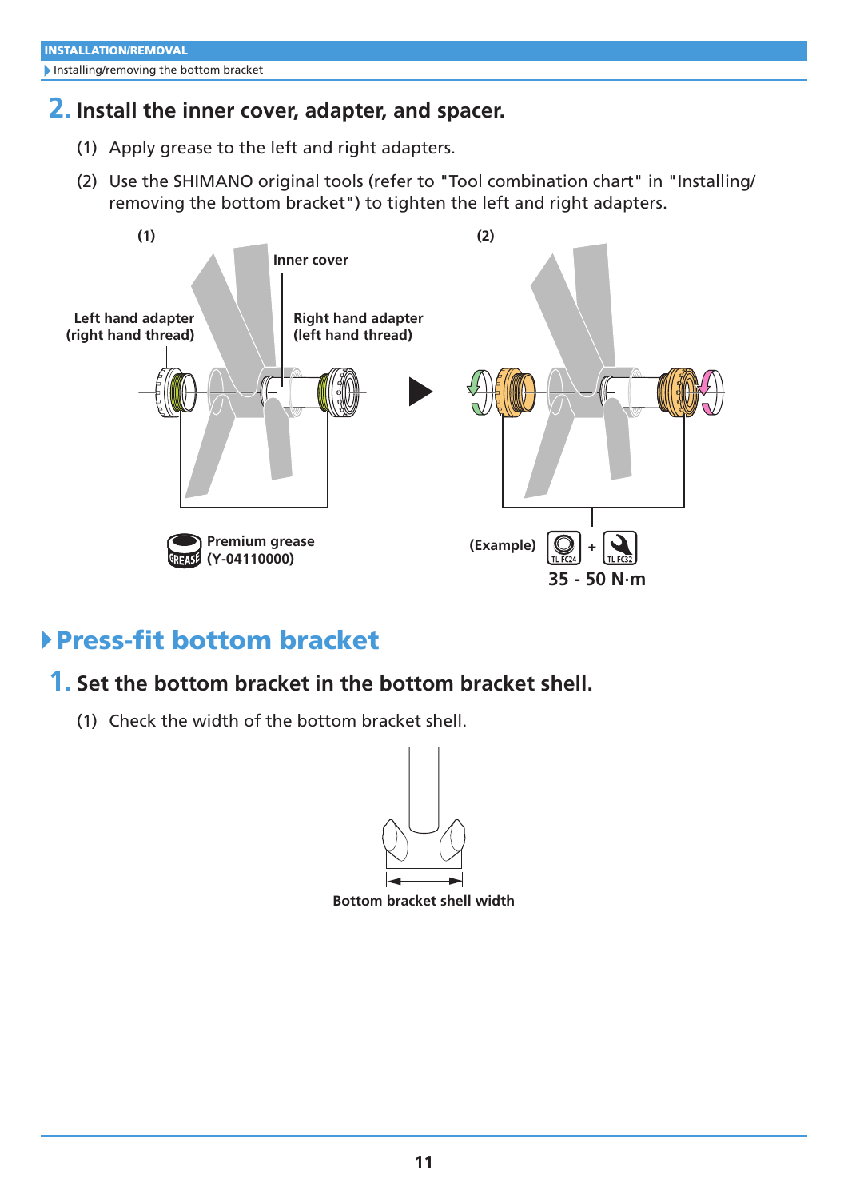## 2. Install the inner cover, adapter, and spacer.

(1) Apply grease to the left and right adapters.

(2) Use the SHIMANO original tools (refer to "Tool combination chart" in "Installing/removing the bottom bracket") to tighten the left and right adapters.

(1)

Inner cover

Left hand adapter (right hand thread)

Right hand adapter (left hand thread)

Premium grease (Y-04110000)

(2)

(Example) TL-FC24 + TL-FC32

35 - 50 N·m

# Press-fit bottom bracket

## 1. Set the bottom bracket in the bottom bracket shell.

(1) Check the width of the bottom bracket shell.

Bottom bracket shell width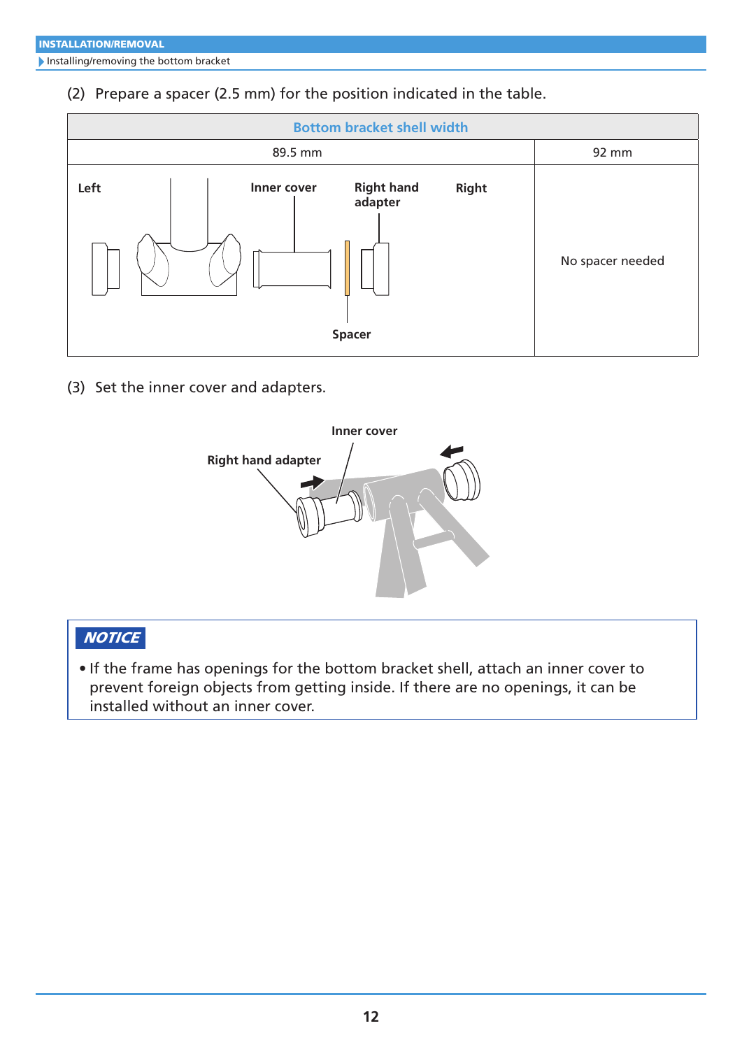(2) Prepare a spacer (2.5 mm) for the position indicated in the table.

| Bottom bracket shell width | |
|---|---|
| 89.5 mm | 92 mm |
| Left<br>Inner cover<br>Right hand adapter<br>Right<br>Spacer | No spacer needed |

(3) Set the inner cover and adapters.

Inner cover

Right hand adapter

***NOTICE***

- If the frame has openings for the bottom bracket shell, attach an inner cover to prevent foreign objects from getting inside. If there are no openings, it can be installed without an inner cover.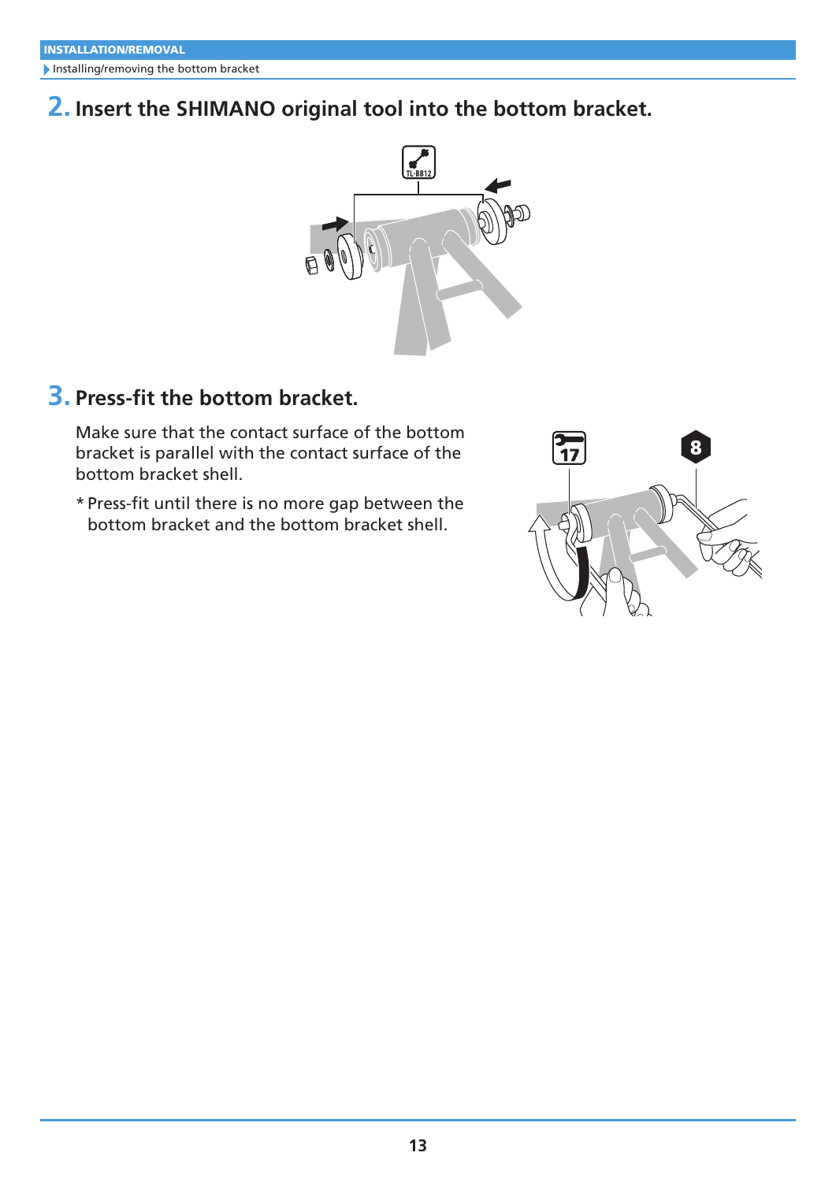## 2. Insert the SHIMANO original tool into the bottom bracket.

## 3. Press-fit the bottom bracket.

Make sure that the contact surface of the bottom bracket is parallel with the contact surface of the bottom bracket shell.

* Press-fit until there is no more gap between the bottom bracket and the bottom bracket shell.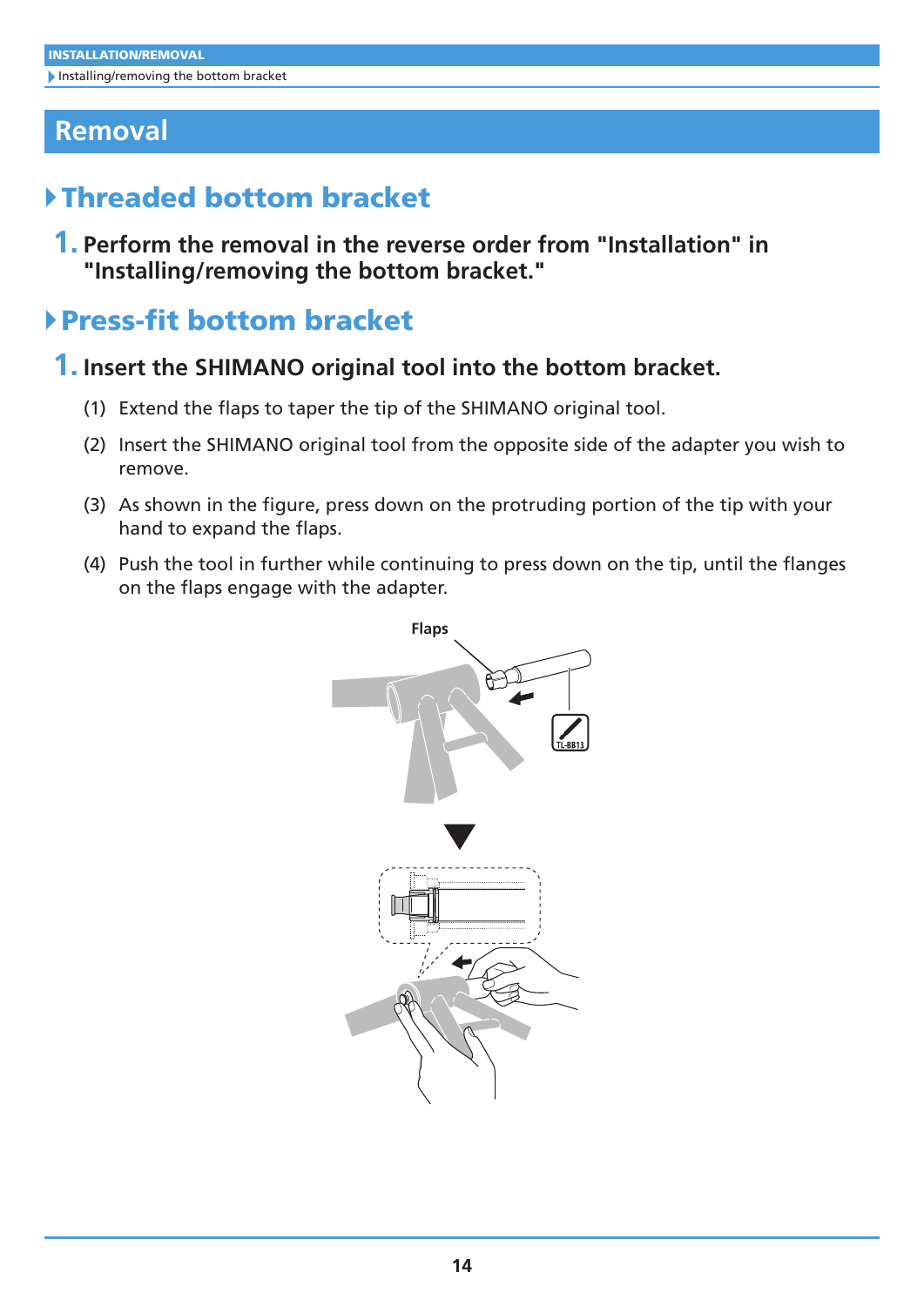# Removal

## Threaded bottom bracket

**1. Perform the removal in the reverse order from "Installation" in "Installing/removing the bottom bracket."**

## Press-fit bottom bracket

**1. Insert the SHIMANO original tool into the bottom bracket.**

(1) Extend the flaps to taper the tip of the SHIMANO original tool.

(2) Insert the SHIMANO original tool from the opposite side of the adapter you wish to remove.

(3) As shown in the figure, press down on the protruding portion of the tip with your hand to expand the flaps.

(4) Push the tool in further while continuing to press down on the tip, until the flanges on the flaps engage with the adapter.

Flaps

TL-BB13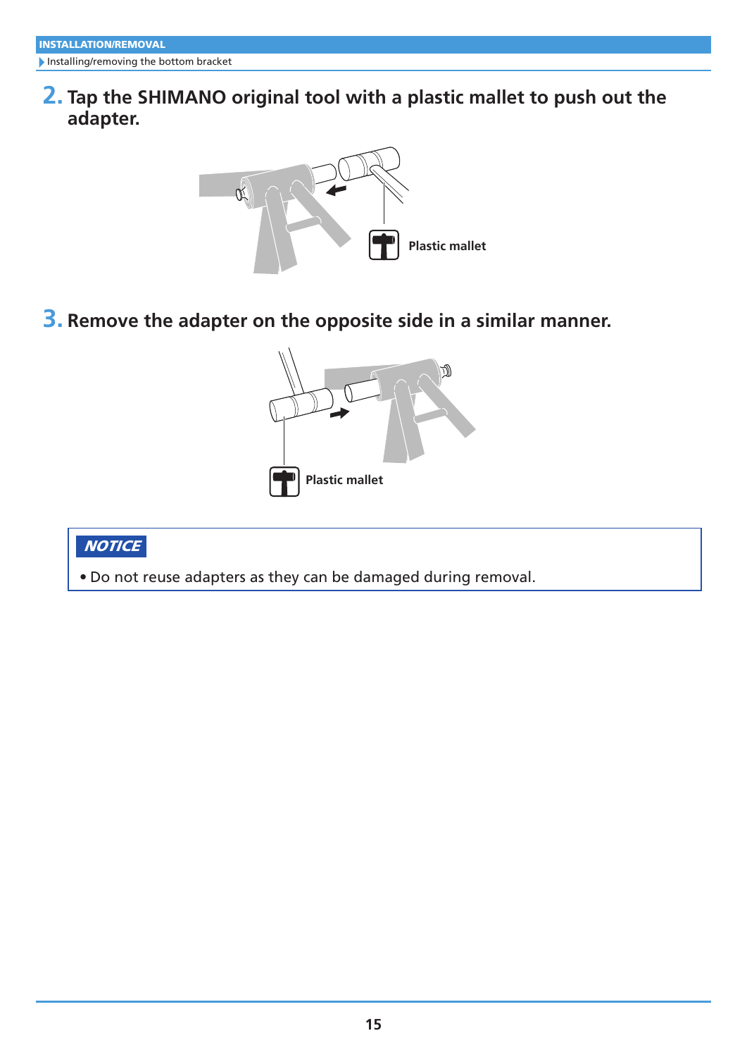## 2. Tap the SHIMANO original tool with a plastic mallet to push out the adapter.

Plastic mallet

## 3. Remove the adapter on the opposite side in a similar manner.

Plastic mallet

**NOTICE**

- Do not reuse adapters as they can be damaged during removal.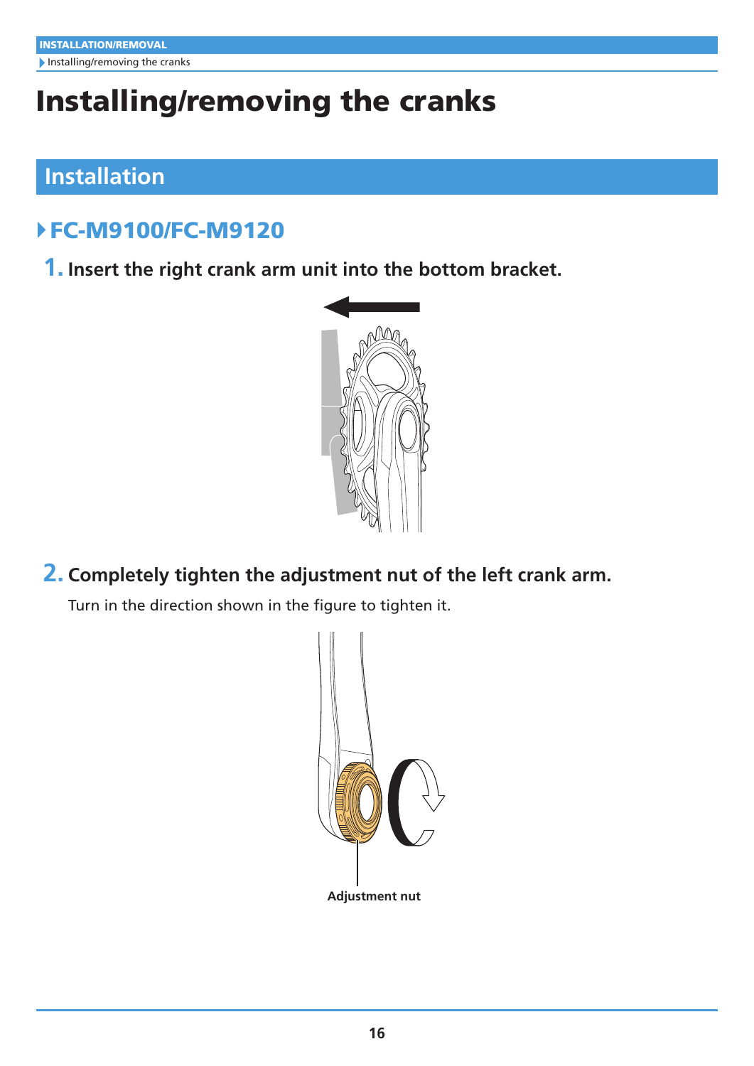# Installing/removing the cranks

## Installation

### FC-M9100/FC-M9120

**1. Insert the right crank arm unit into the bottom bracket.**

**2. Completely tighten the adjustment nut of the left crank arm.**

Turn in the direction shown in the figure to tighten it.

Adjustment nut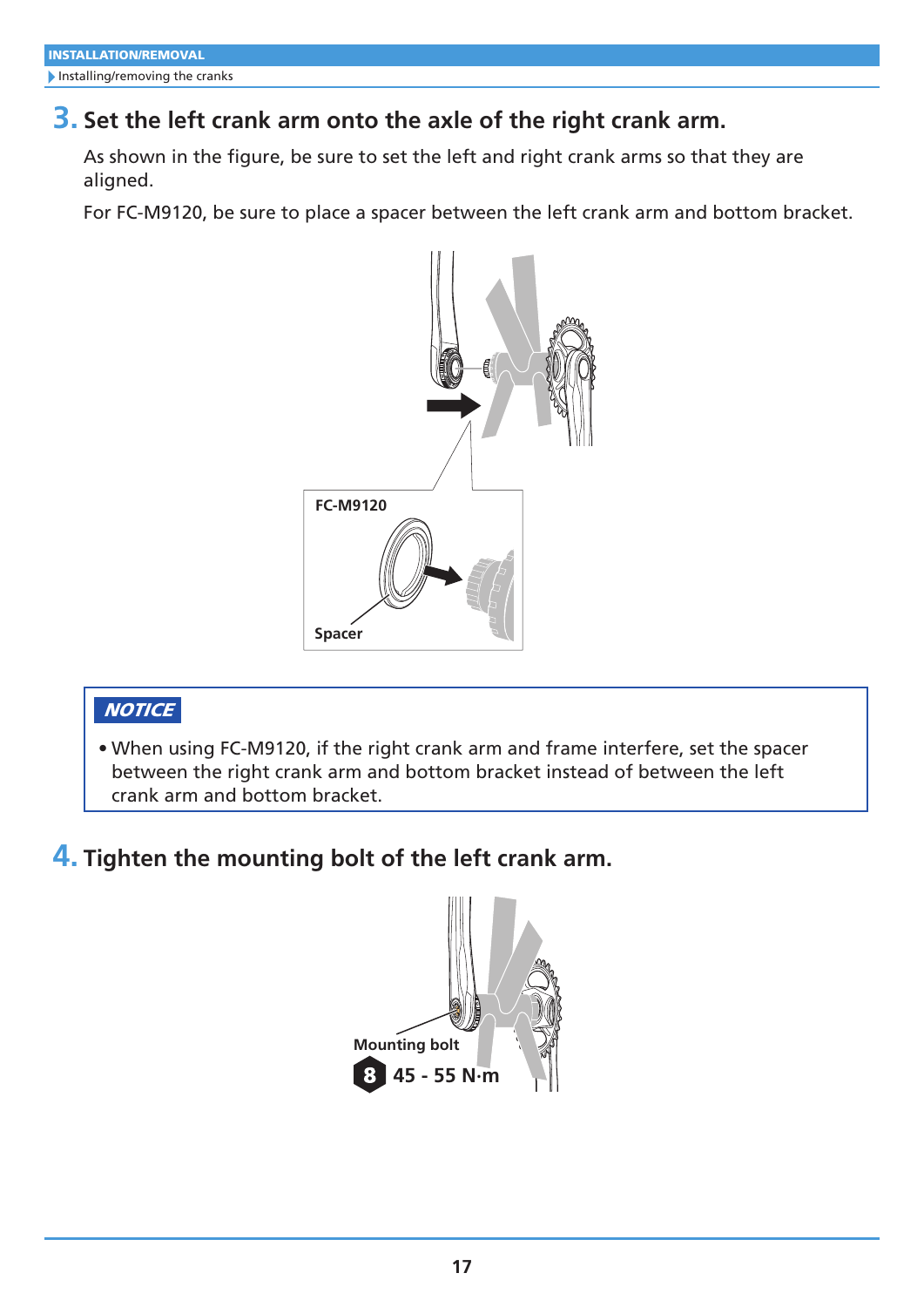## 3. Set the left crank arm onto the axle of the right crank arm.

As shown in the figure, be sure to set the left and right crank arms so that they are aligned.

For FC-M9120, be sure to place a spacer between the left crank arm and bottom bracket.

FC-M9120

Spacer

**NOTICE**

- When using FC-M9120, if the right crank arm and frame interfere, set the spacer between the right crank arm and bottom bracket instead of between the left crank arm and bottom bracket.

## 4. Tighten the mounting bolt of the left crank arm.

Mounting bolt

8 45 - 55 N·m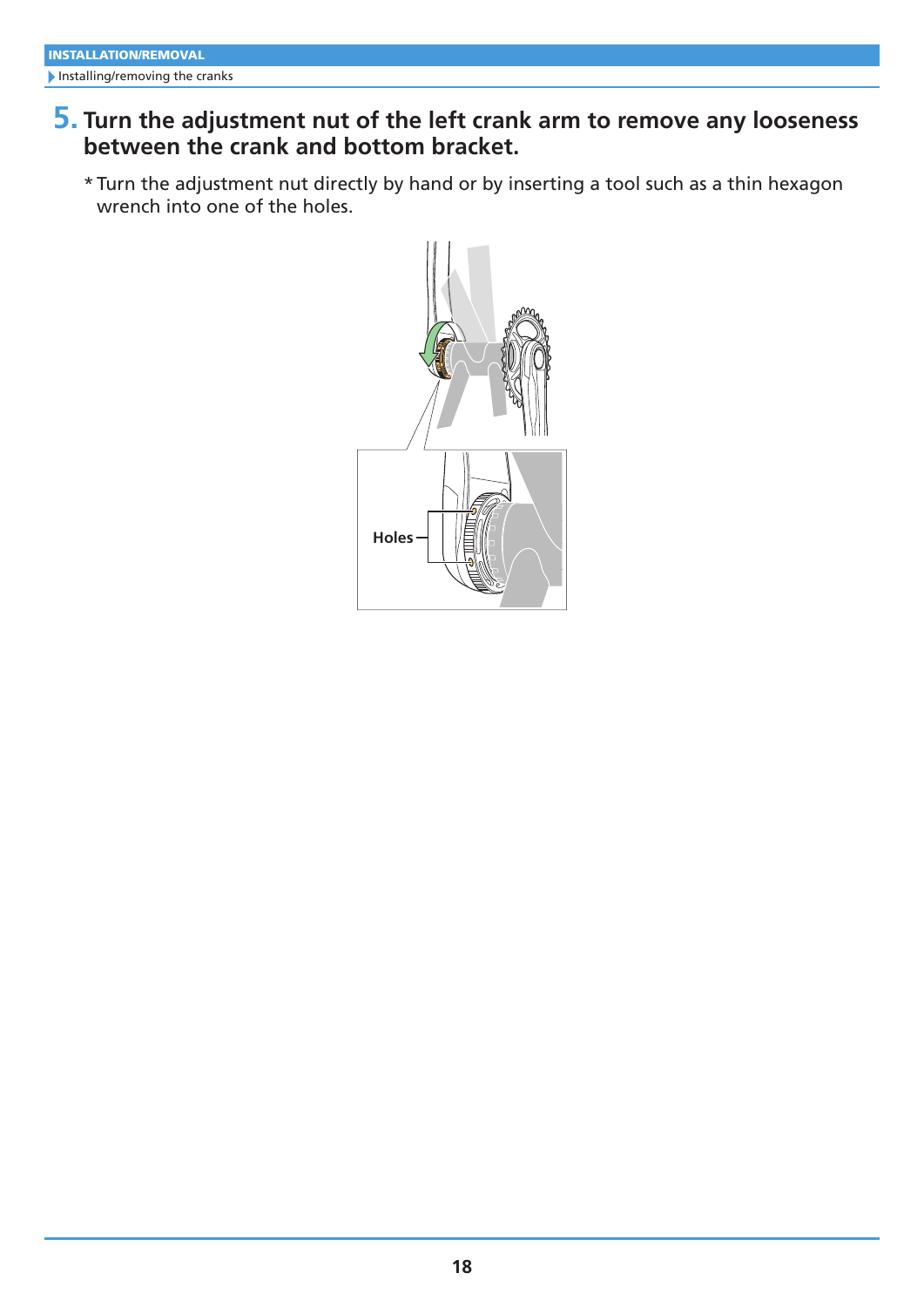**5. Turn the adjustment nut of the left crank arm to remove any looseness between the crank and bottom bracket.**

* Turn the adjustment nut directly by hand or by inserting a tool such as a thin hexagon wrench into one of the holes.

Holes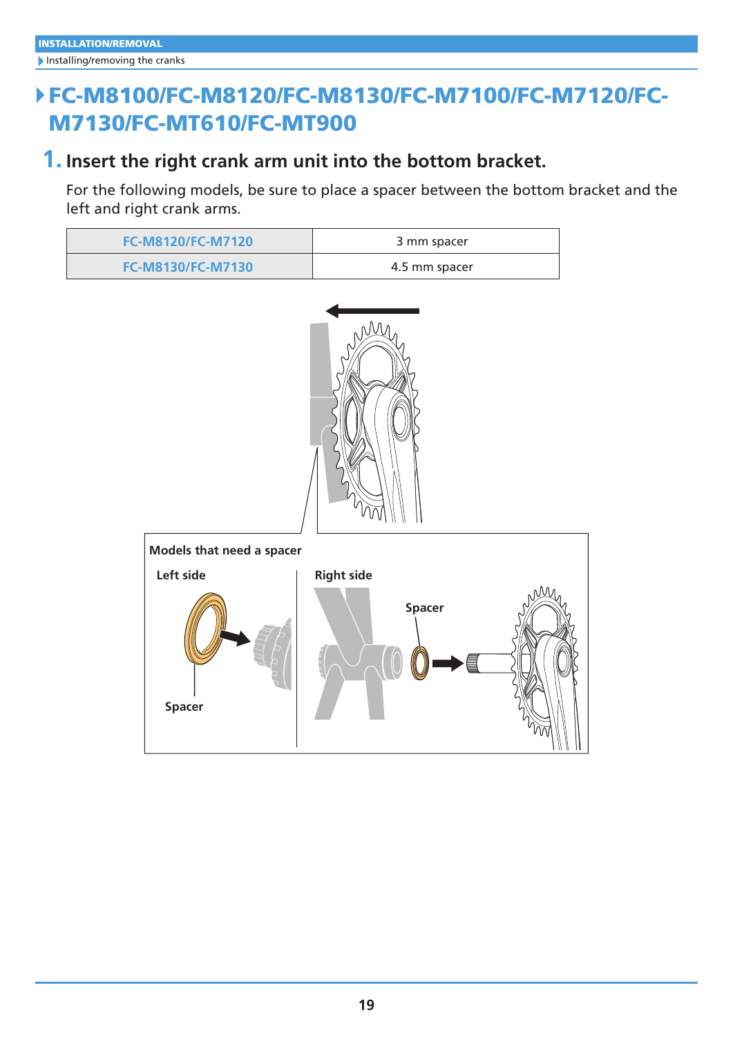## FC-M8100/FC-M8120/FC-M8130/FC-M7100/FC-M7120/FC-M7130/FC-MT610/FC-MT900

### 1. Insert the right crank arm unit into the bottom bracket.

For the following models, be sure to place a spacer between the bottom bracket and the left and right crank arms.

| | |
|---|---|
| FC-M8120/FC-M7120 | 3 mm spacer |
| FC-M8130/FC-M7130 | 4.5 mm spacer |

Models that need a spacer

Left side

Spacer

Right side

Spacer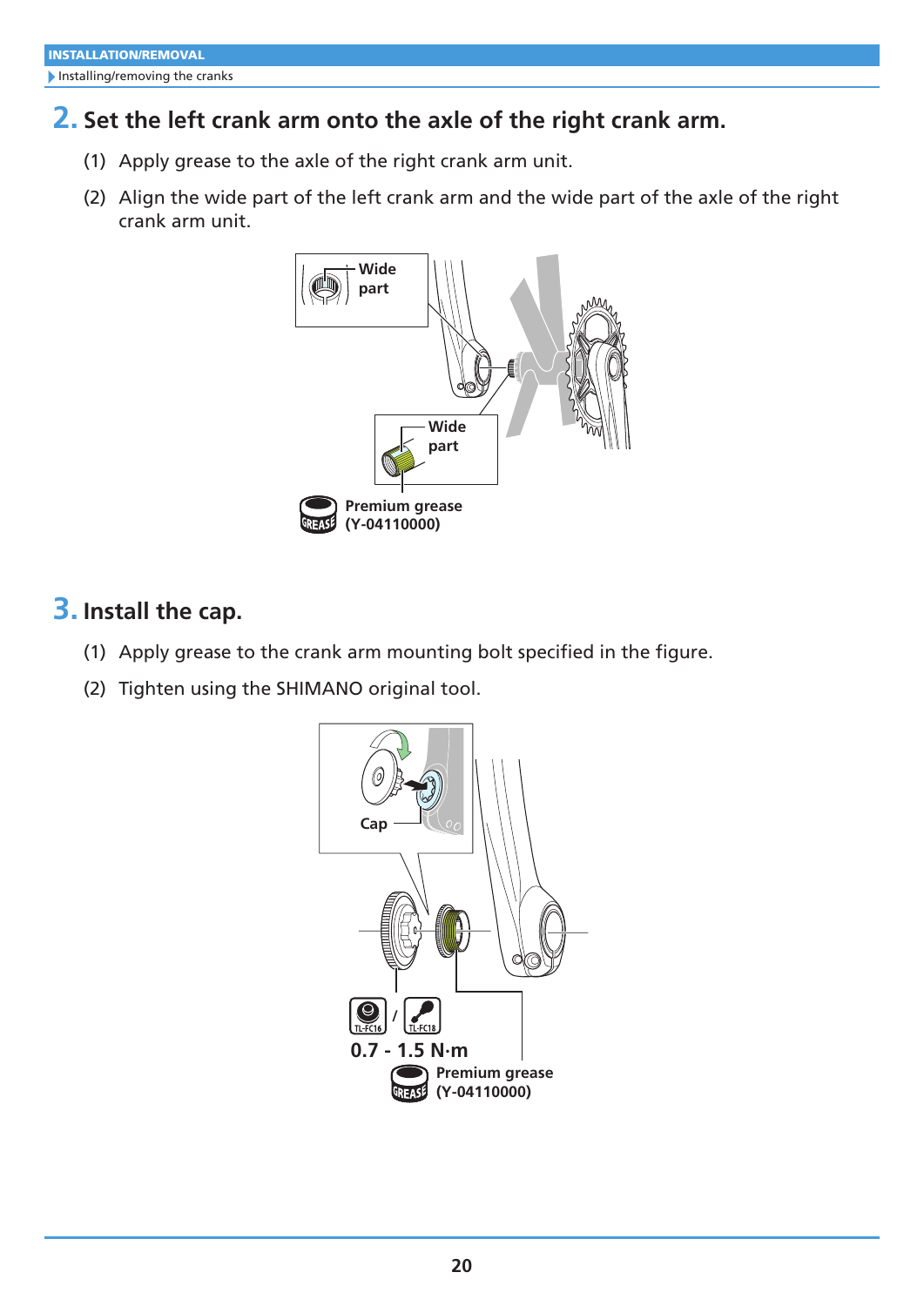## 2. Set the left crank arm onto the axle of the right crank arm.

(1) Apply grease to the axle of the right crank arm unit.

(2) Align the wide part of the left crank arm and the wide part of the axle of the right crank arm unit.

Wide part

Wide part

Premium grease (Y-04110000)

## 3. Install the cap.

(1) Apply grease to the crank arm mounting bolt specified in the figure.

(2) Tighten using the SHIMANO original tool.

Cap

TL-FC16 / TL-FC18

0.7 - 1.5 N·m

Premium grease (Y-04110000)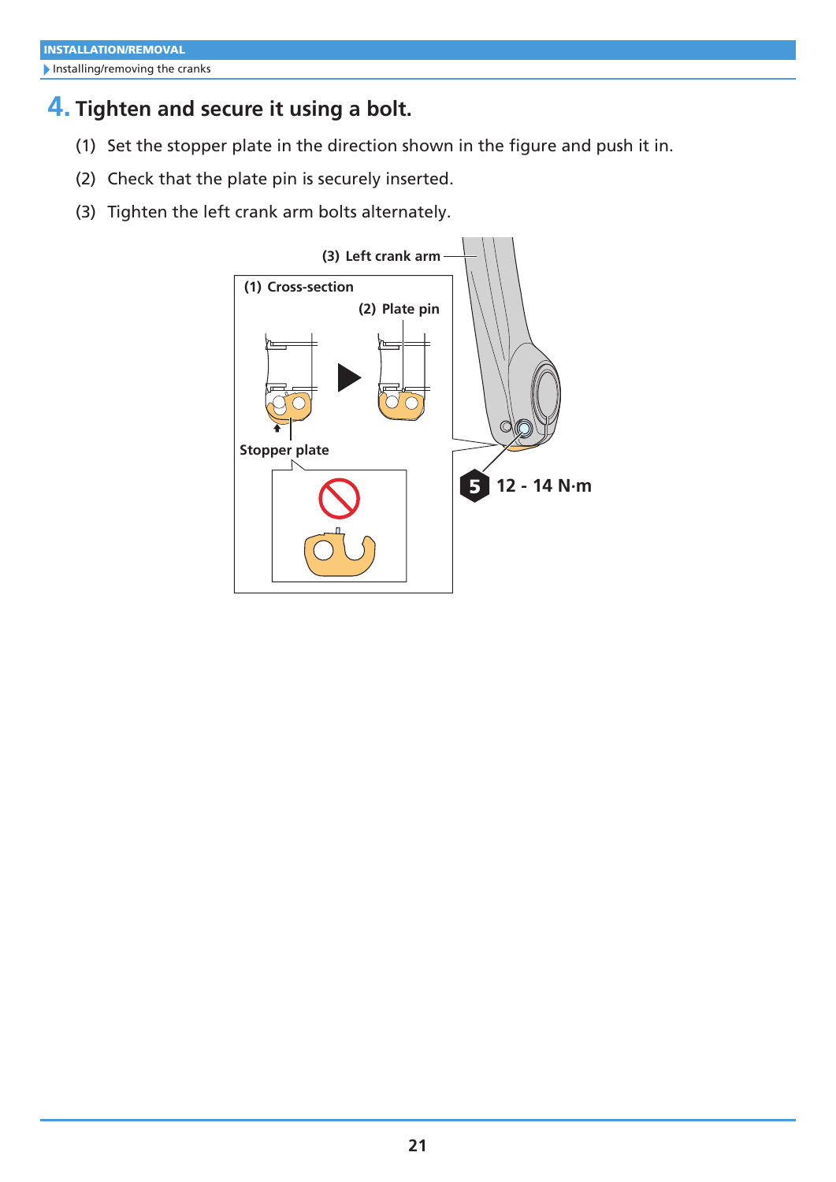## 4. Tighten and secure it using a bolt.

(1) Set the stopper plate in the direction shown in the figure and push it in.

(2) Check that the plate pin is securely inserted.

(3) Tighten the left crank arm bolts alternately.

(3) Left crank arm

(1) Cross-section

(2) Plate pin

Stopper plate

5 12 - 14 N·m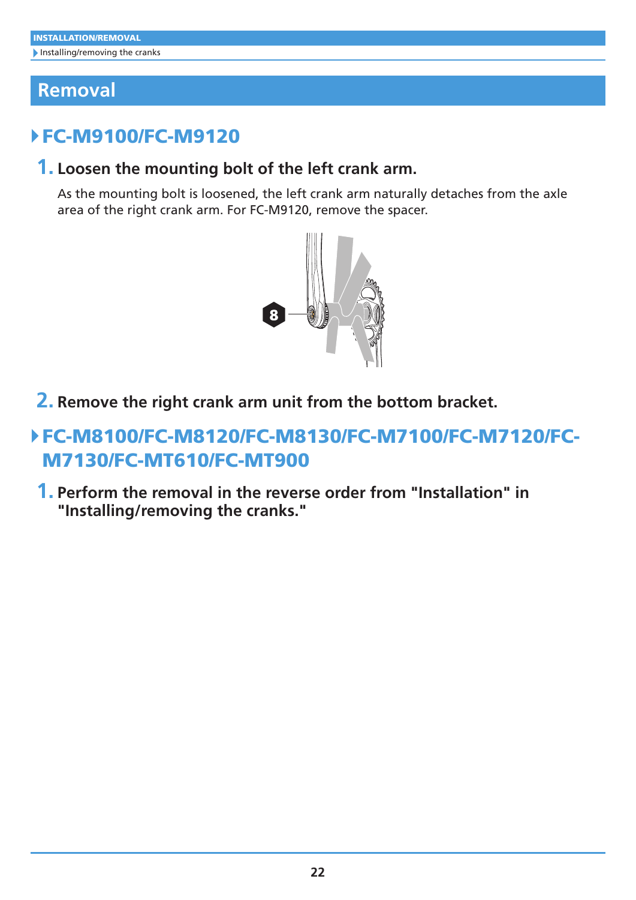# Removal

## FC-M9100/FC-M9120

1. **Loosen the mounting bolt of the left crank arm.**

   As the mounting bolt is loosened, the left crank arm naturally detaches from the axle area of the right crank arm. For FC-M9120, remove the spacer.

   8

2. **Remove the right crank arm unit from the bottom bracket.**

## FC-M8100/FC-M8120/FC-M8130/FC-M7100/FC-M7120/FC-M7130/FC-MT610/FC-MT900

1. **Perform the removal in the reverse order from "Installation" in "Installing/removing the cranks."**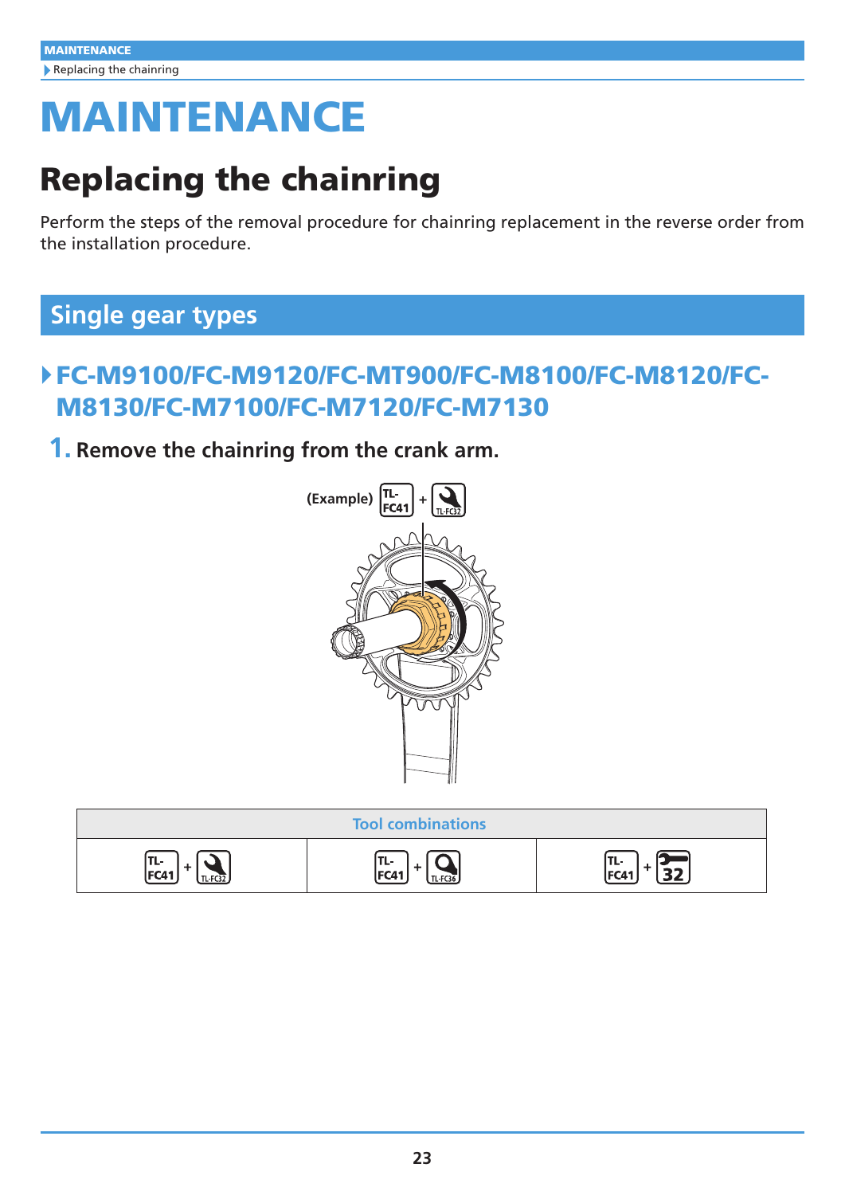# MAINTENANCE

## Replacing the chainring

Perform the steps of the removal procedure for chainring replacement in the reverse order from the installation procedure.

### Single gear types

#### FC-M9100/FC-M9120/FC-MT900/FC-M8100/FC-M8120/FC-M8130/FC-M7100/FC-M7120/FC-M7130

**1. Remove the chainring from the crank arm.**

(Example) TL-FC41 + TL-FC32

| Tool combinations | | |
|---|---|---|
| TL-FC41 + TL-FC32 | TL-FC41 + TL-FC36 | TL-FC41 + 32 |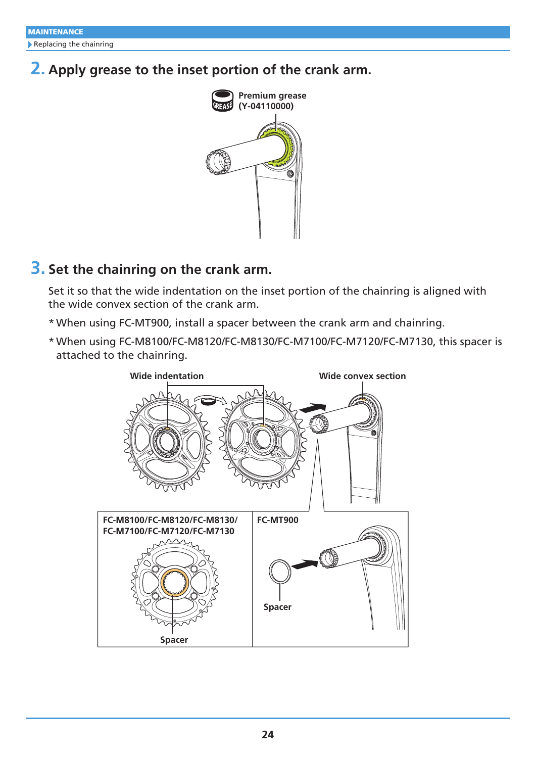## 2. Apply grease to the inset portion of the crank arm.

Premium grease (Y-04110000)

## 3. Set the chainring on the crank arm.

Set it so that the wide indentation on the inset portion of the chainring is aligned with the wide convex section of the crank arm.

* When using FC-MT900, install a spacer between the crank arm and chainring.

* When using FC-M8100/FC-M8120/FC-M8130/FC-M7100/FC-M7120/FC-M7130, this spacer is attached to the chainring.

Wide indentation

Wide convex section

FC-M8100/FC-M8120/FC-M8130/FC-M7100/FC-M7120/FC-M7130

Spacer

FC-MT900

Spacer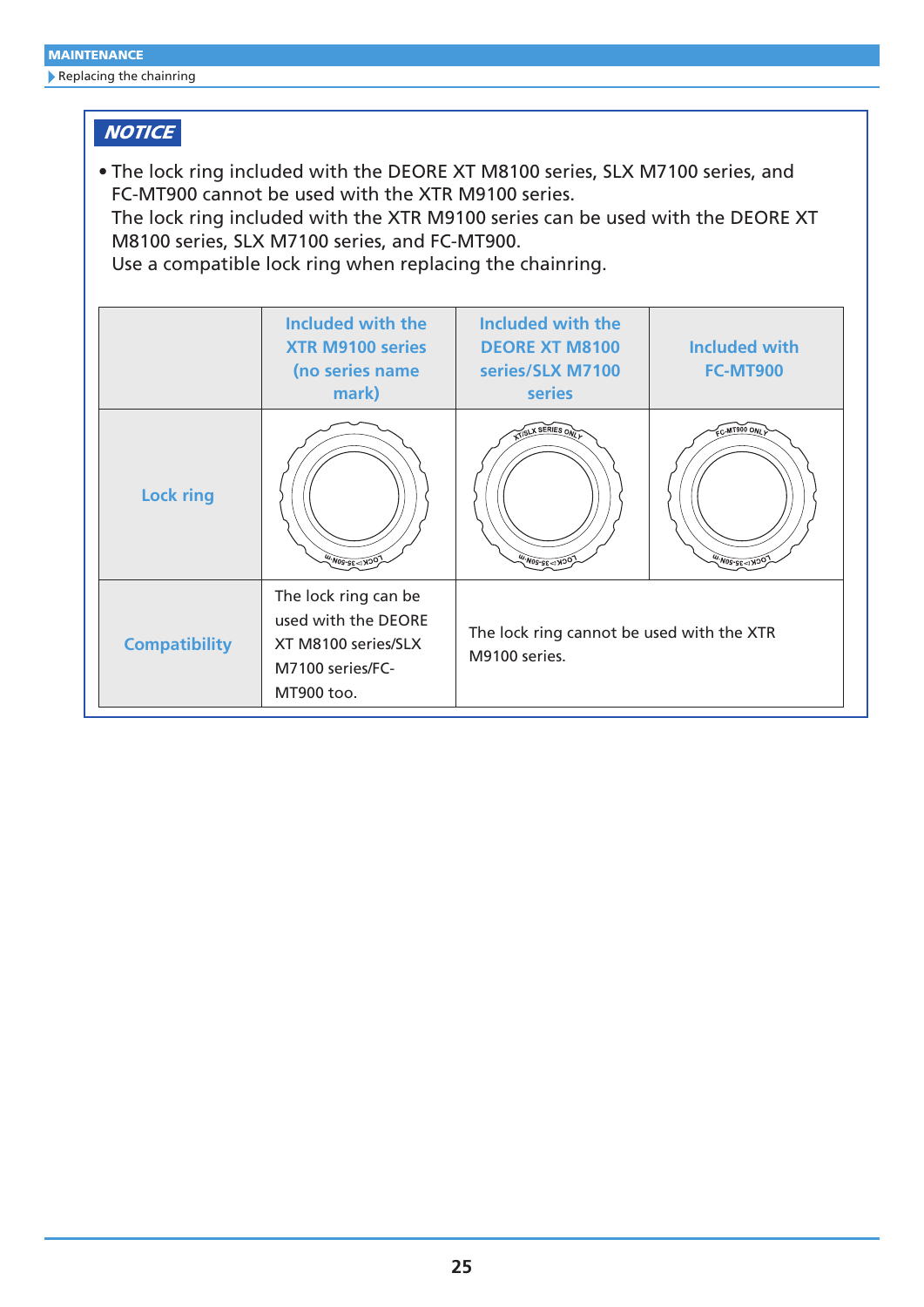**NOTICE**

- The lock ring included with the DEORE XT M8100 series, SLX M7100 series, and FC-MT900 cannot be used with the XTR M9100 series.
  The lock ring included with the XTR M9100 series can be used with the DEORE XT M8100 series, SLX M7100 series, and FC-MT900.
  Use a compatible lock ring when replacing the chainring.

| | Included with the XTR M9100 series (no series name mark) | Included with the DEORE XT M8100 series/SLX M7100 series | Included with FC-MT900 |
|---|---|---|---|
| Lock ring | | | |
| Compatibility | The lock ring can be used with the DEORE XT M8100 series/SLX M7100 series/FC-MT900 too. | The lock ring cannot be used with the XTR M9100 series. | |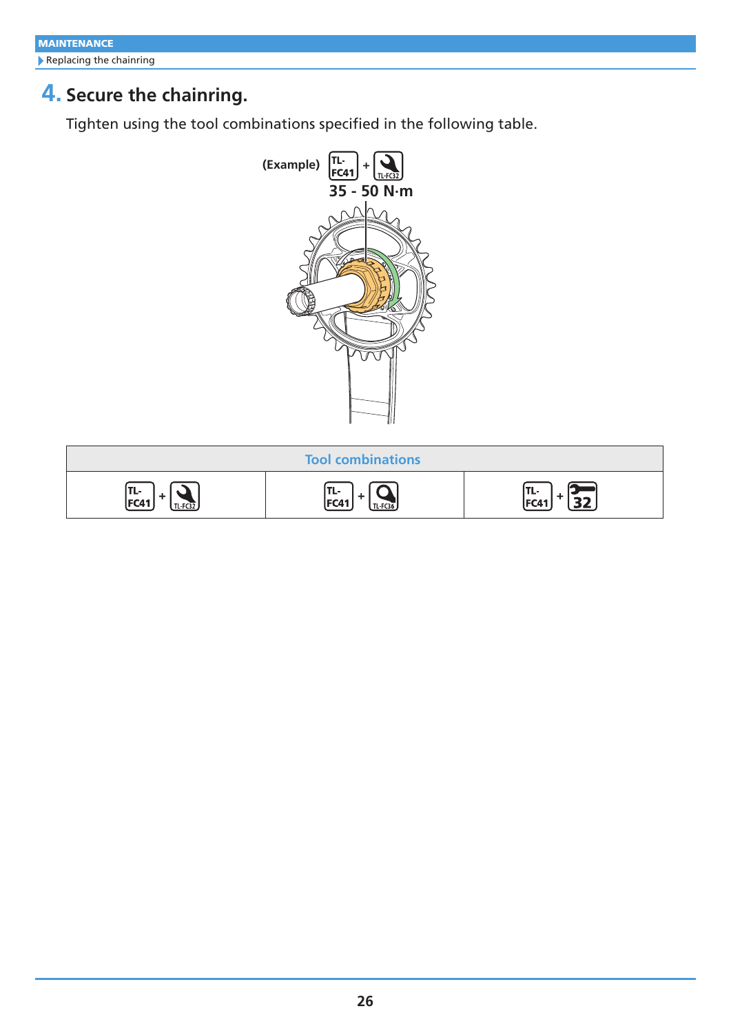## 4. Secure the chainring.

Tighten using the tool combinations specified in the following table.

(Example) TL-FC41 + TL-FC32

35 - 50 N·m

| Tool combinations | | |
|---|---|---|
| TL-FC41 + TL-FC32 | TL-FC41 + TL-FC36 | TL-FC41 + 32 |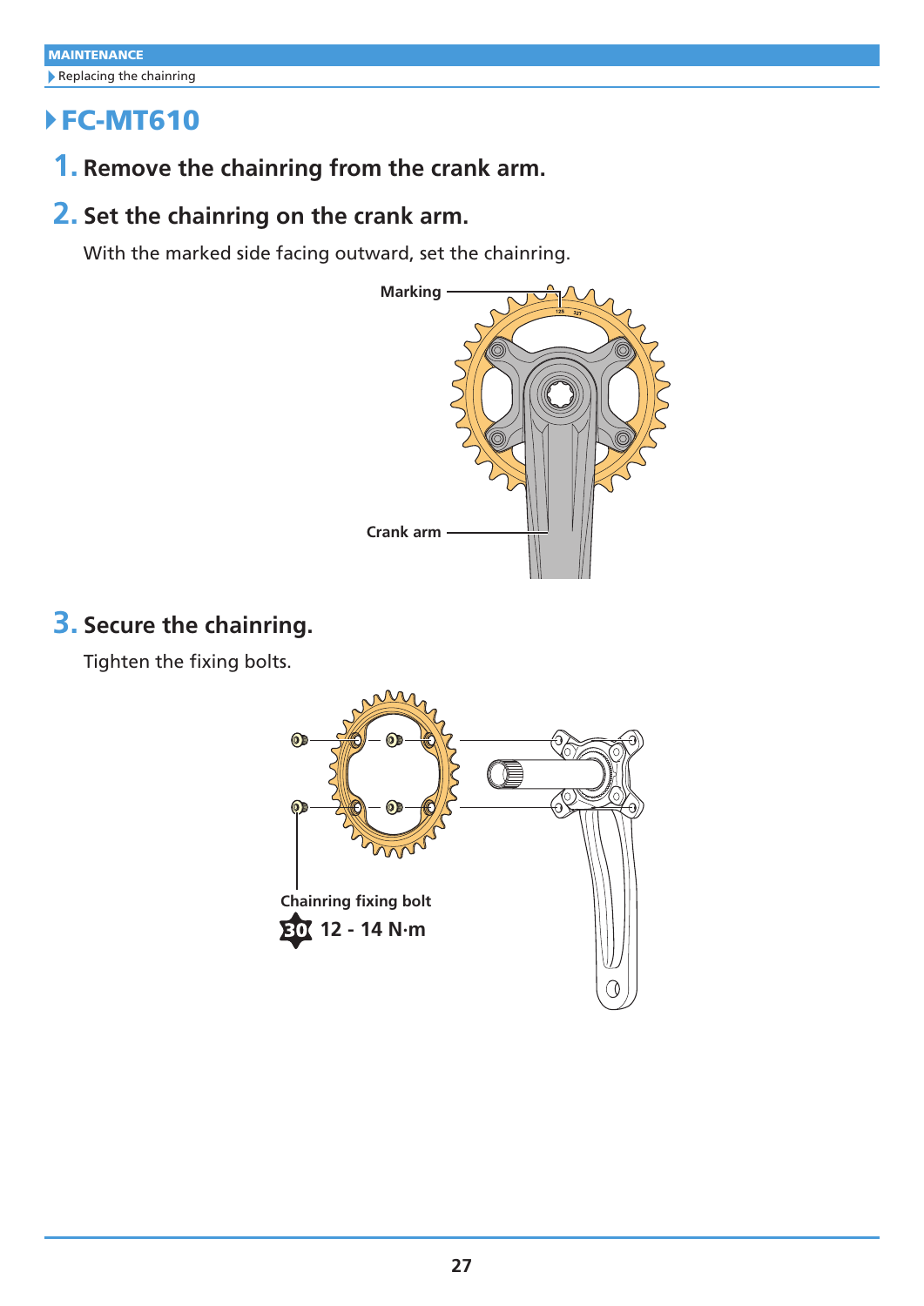## FC-MT610

1. **Remove the chainring from the crank arm.**

2. **Set the chainring on the crank arm.**

   With the marked side facing outward, set the chainring.

   Marking

   Crank arm

3. **Secure the chainring.**

   Tighten the fixing bolts.

   Chainring fixing bolt

   30 12 - 14 N·m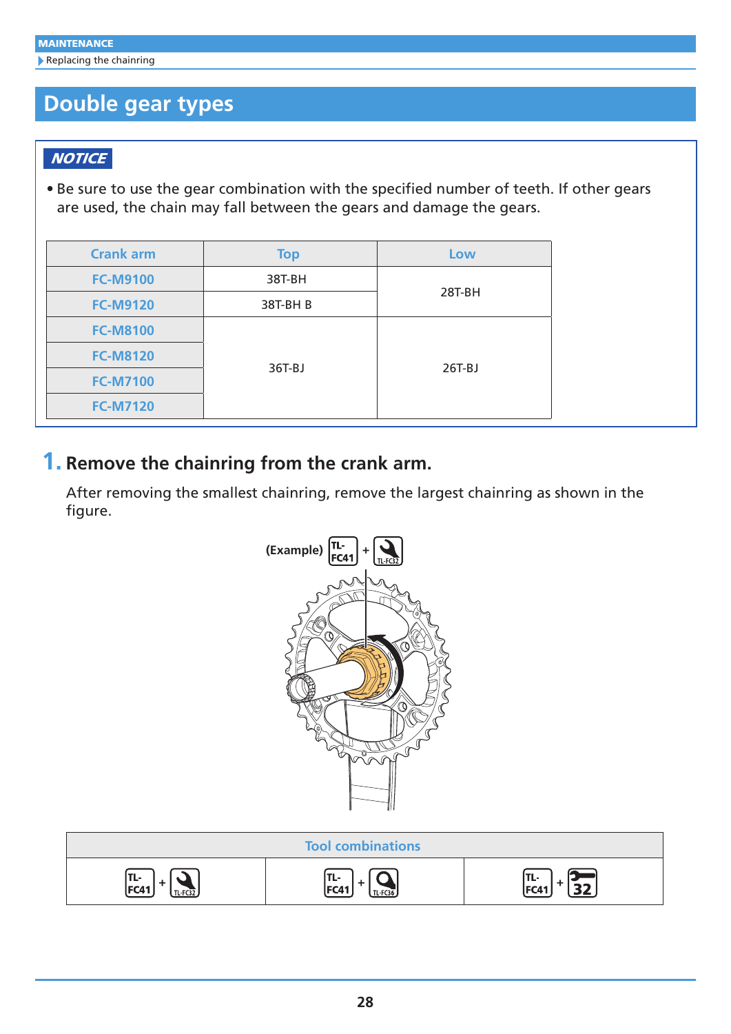MAINTENANCE

Replacing the chainring

# Double gear types

**NOTICE**

- Be sure to use the gear combination with the specified number of teeth. If other gears are used, the chain may fall between the gears and damage the gears.

| Crank arm | Top | Low |
|---|---|---|
| FC-M9100 | 38T-BH | 28T-BH |
| FC-M9120 | 38T-BH B | |
| FC-M8100 | 36T-BJ | 26T-BJ |
| FC-M8120 | | |
| FC-M7100 | | |
| FC-M7120 | | |

## 1. Remove the chainring from the crank arm.

After removing the smallest chainring, remove the largest chainring as shown in the figure.

(Example) TL-FC41 + TL-FC32

| Tool combinations | | |
|---|---|---|
| TL-FC41 + TL-FC32 | TL-FC41 + TL-FC36 | TL-FC41 + 32 |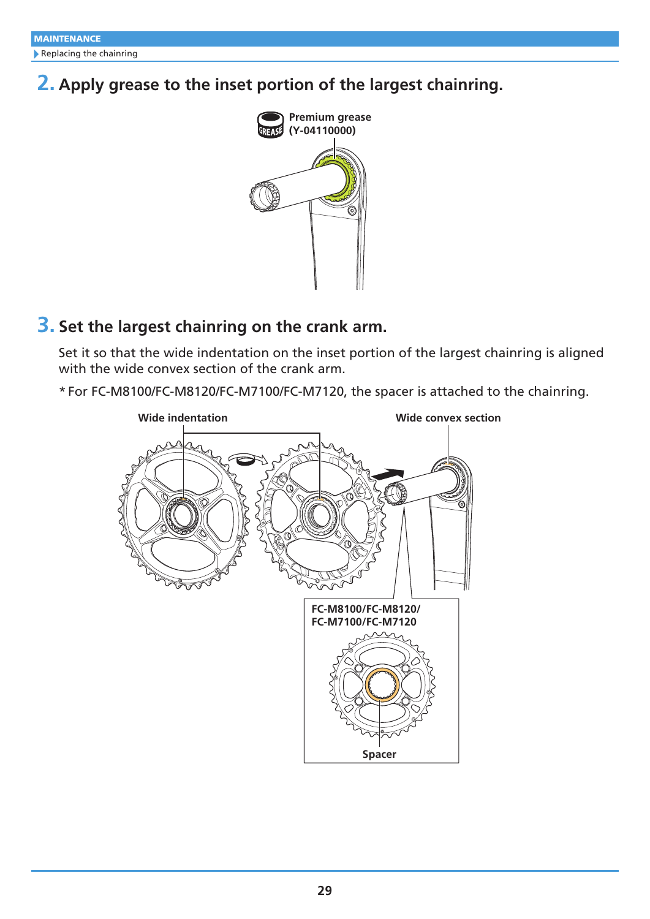## 2. Apply grease to the inset portion of the largest chainring.

Premium grease
(Y-04110000)

## 3. Set the largest chainring on the crank arm.

Set it so that the wide indentation on the inset portion of the largest chainring is aligned with the wide convex section of the crank arm.

* For FC-M8100/FC-M8120/FC-M7100/FC-M7120, the spacer is attached to the chainring.

Wide indentation

Wide convex section

FC-M8100/FC-M8120/
FC-M7100/FC-M7120

Spacer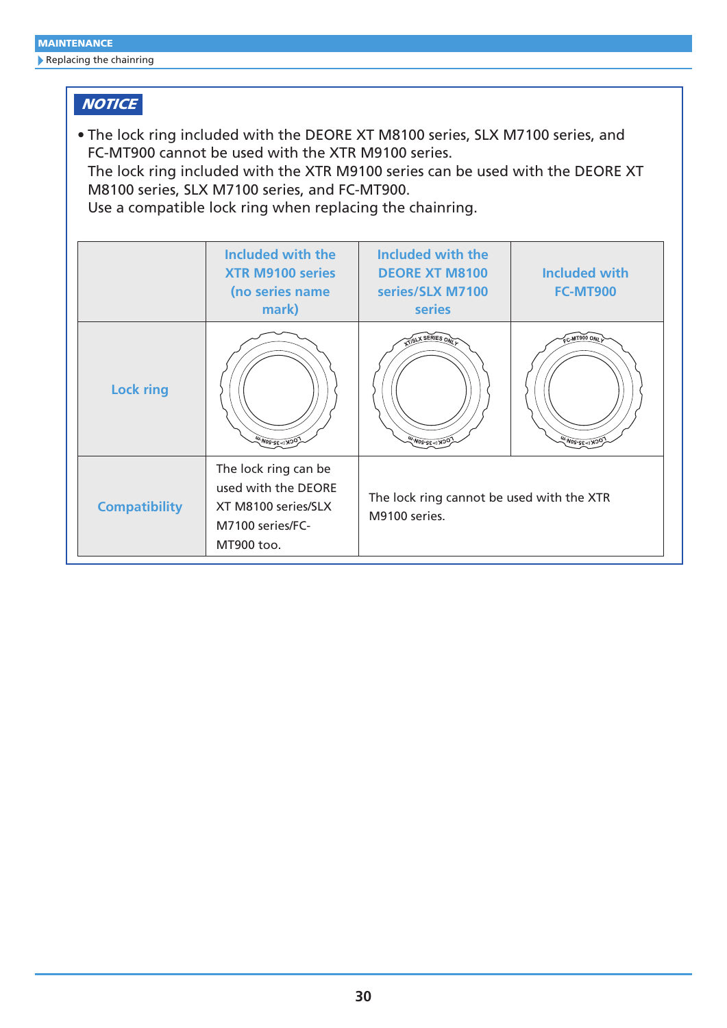**NOTICE**

- The lock ring included with the DEORE XT M8100 series, SLX M7100 series, and FC-MT900 cannot be used with the XTR M9100 series.
  The lock ring included with the XTR M9100 series can be used with the DEORE XT M8100 series, SLX M7100 series, and FC-MT900.
  Use a compatible lock ring when replacing the chainring.

| | Included with the XTR M9100 series (no series name mark) | Included with the DEORE XT M8100 series/SLX M7100 series | Included with FC-MT900 |
|---|---|---|---|
| Lock ring | LOCK ⊲ 35-50N·m | XT/SLX SERIES ONLY<br>LOCK ⊲ 35-50N·m | FC-MT900 ONLY<br>LOCK ⊲ 35-50N·m |
| Compatibility | The lock ring can be used with the DEORE XT M8100 series/SLX M7100 series/FC-MT900 too. | The lock ring cannot be used with the XTR M9100 series. | |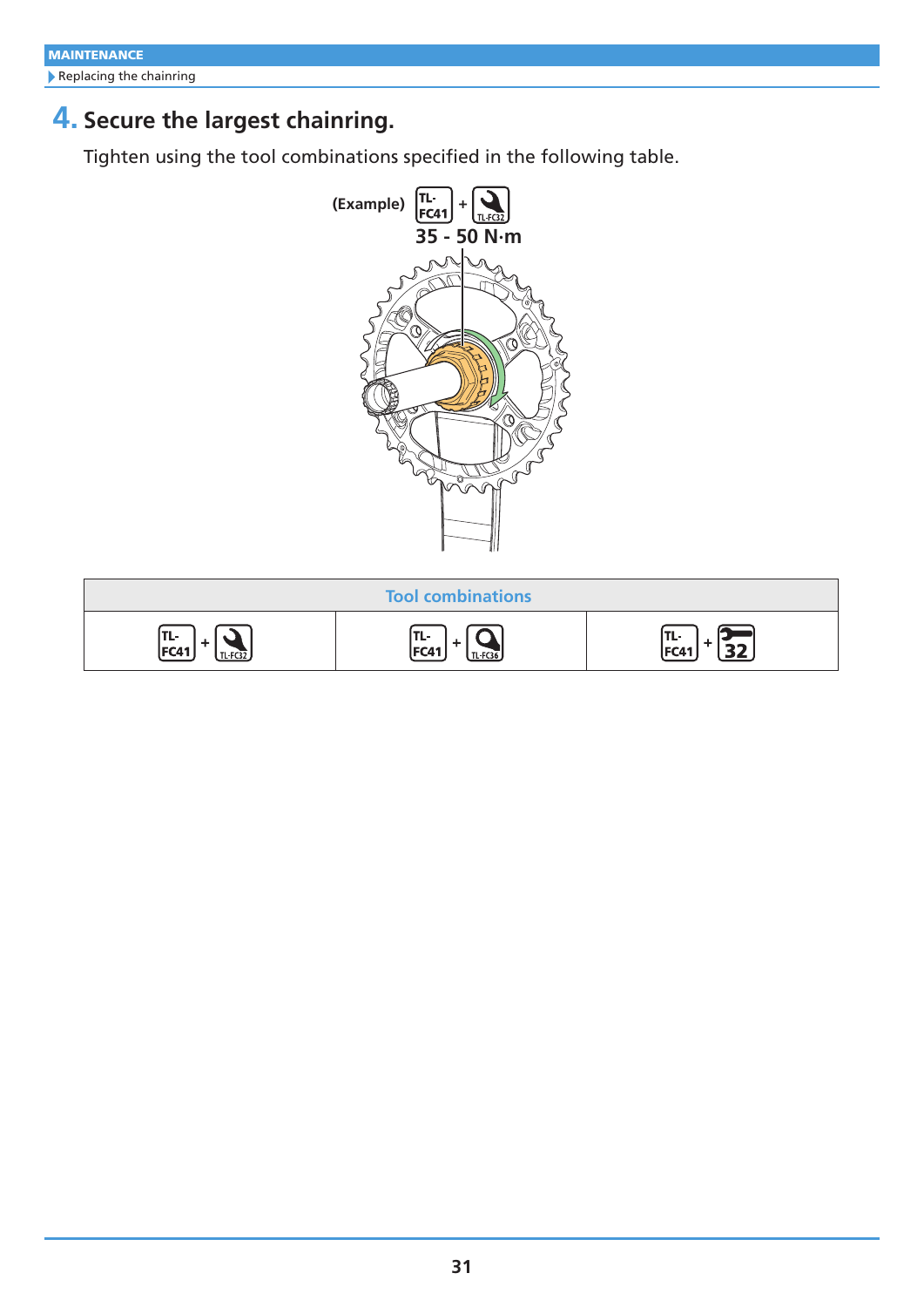## 4. Secure the largest chainring.

Tighten using the tool combinations specified in the following table.

(Example) TL-FC41 + TL-FC32

35 - 50 N·m

| Tool combinations | | |
|---|---|---|
| TL-FC41 + TL-FC32 | TL-FC41 + TL-FC36 | TL-FC41 + 32 |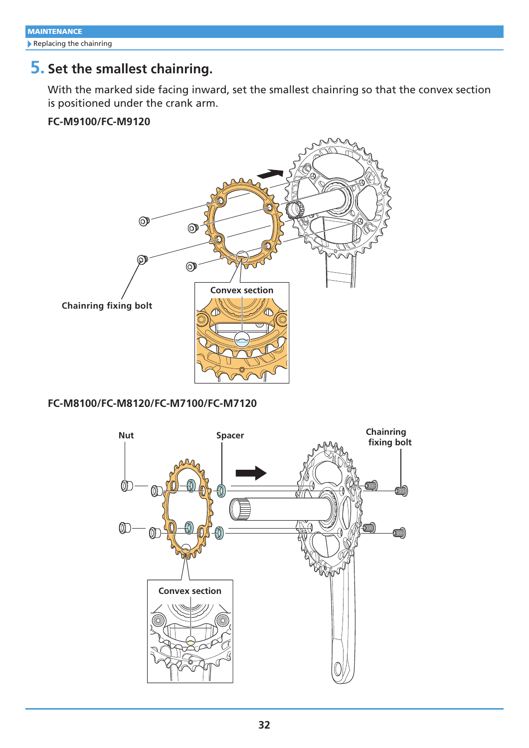## 5. Set the smallest chainring.

With the marked side facing inward, set the smallest chainring so that the convex section is positioned under the crank arm.

### FC-M9100/FC-M9120

Chainring fixing bolt

Convex section

### FC-M8100/FC-M8120/FC-M7100/FC-M7120

Nut

Spacer

Chainring fixing bolt

Convex section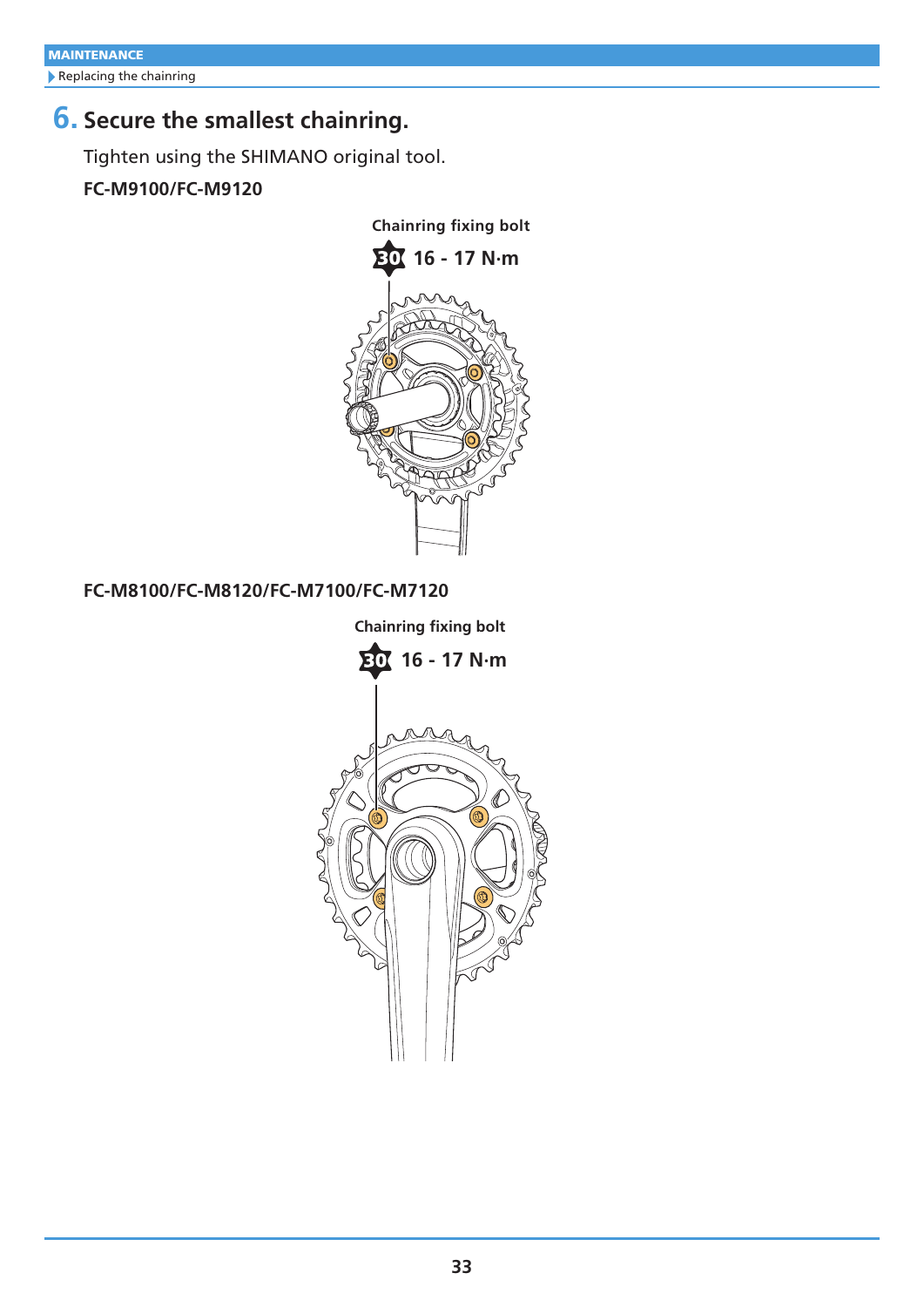## 6. Secure the smallest chainring.

Tighten using the SHIMANO original tool.

**FC-M9100/FC-M9120**

Chainring fixing bolt

30 16 - 17 N·m

**FC-M8100/FC-M8120/FC-M7100/FC-M7120**

Chainring fixing bolt

30 16 - 17 N·m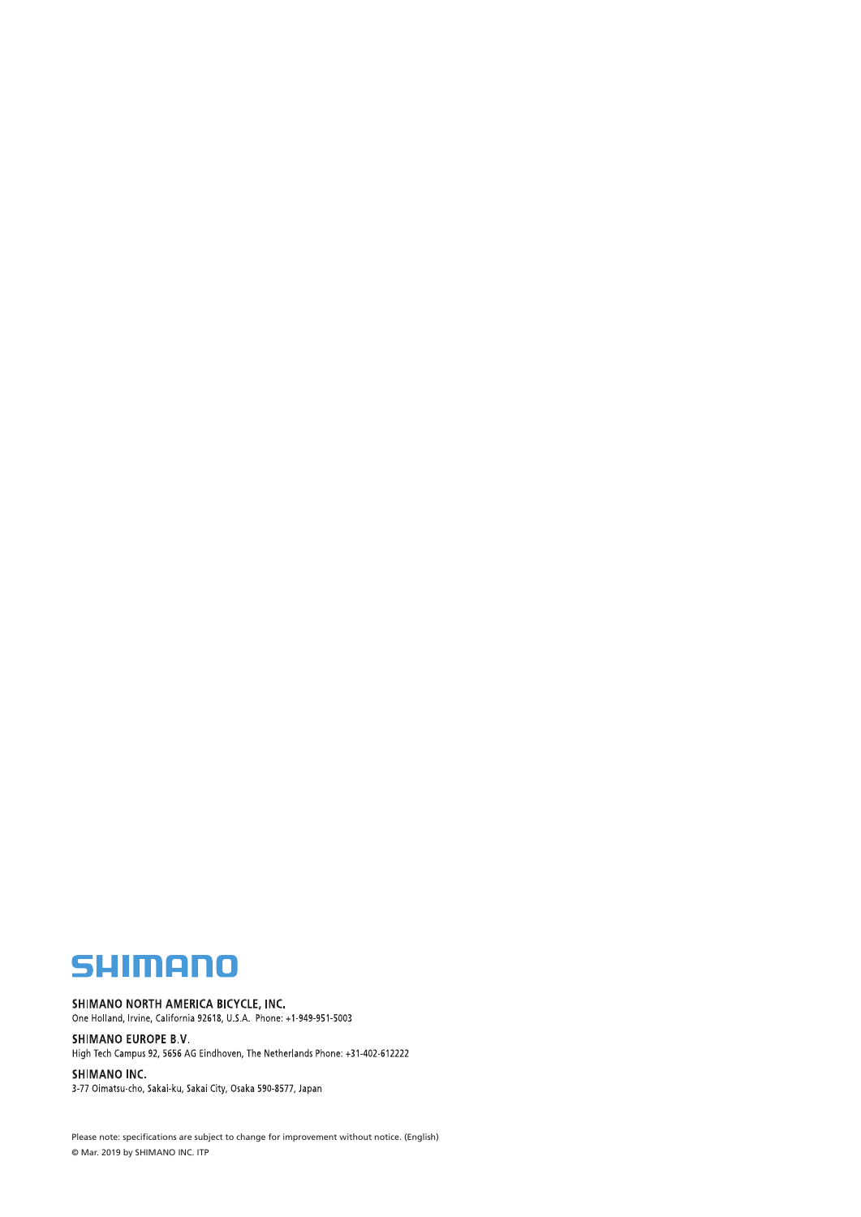SHIMANO

**SHIMANO NORTH AMERICA BICYCLE, INC.**
One Holland, Irvine, California 92618, U.S.A. Phone: +1-949-951-5003

**SHIMANO EUROPE B.V.**
High Tech Campus 92, 5656 AG Eindhoven, The Netherlands Phone: +31-402-612222

**SHIMANO INC.**
3-77 Oimatsu-cho, Sakai-ku, Sakai City, Osaka 590-8577, Japan

Please note: specifications are subject to change for improvement without notice. (English)

© Mar. 2019 by SHIMANO INC. ITP